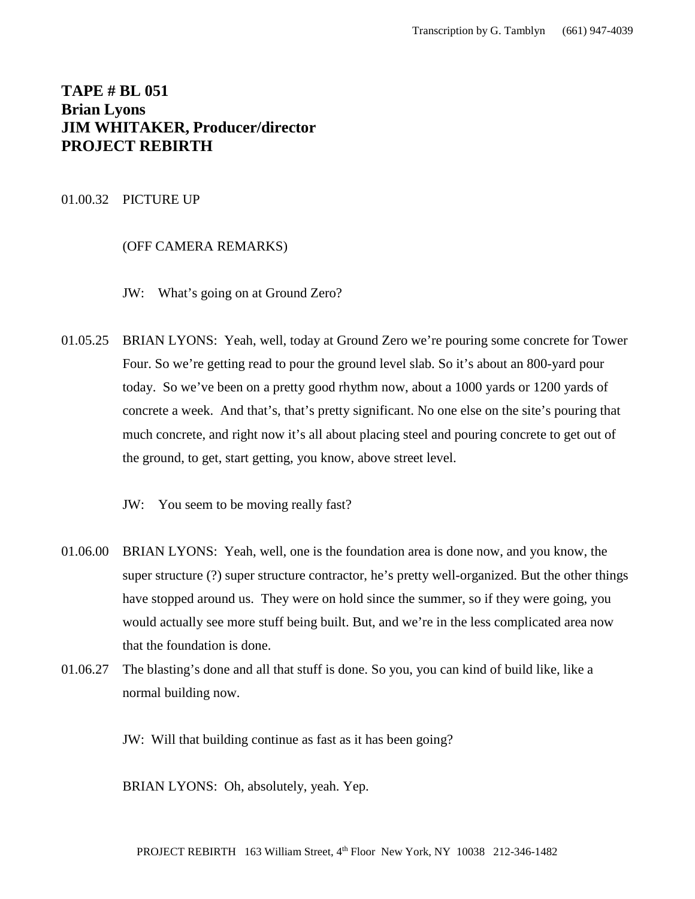Transcription by G. Tamblyn (661) 947-4039

**TAPE # BL 051**
**Brian Lyons**
**JIM WHITAKER, Producer/director**
**PROJECT REBIRTH**

01.00.32 PICTURE UP

(OFF CAMERA REMARKS)

JW: What's going on at Ground Zero?

01.05.25 BRIAN LYONS: Yeah, well, today at Ground Zero we're pouring some concrete for Tower Four. So we're getting read to pour the ground level slab. So it's about an 800-yard pour today. So we've been on a pretty good rhythm now, about a 1000 yards or 1200 yards of concrete a week. And that's, that's pretty significant. No one else on the site's pouring that much concrete, and right now it's all about placing steel and pouring concrete to get out of the ground, to get, start getting, you know, above street level.

JW: You seem to be moving really fast?

01.06.00 BRIAN LYONS: Yeah, well, one is the foundation area is done now, and you know, the super structure (?) super structure contractor, he's pretty well-organized. But the other things have stopped around us. They were on hold since the summer, so if they were going, you would actually see more stuff being built. But, and we're in the less complicated area now that the foundation is done.

01.06.27 The blasting's done and all that stuff is done. So you, you can kind of build like, like a normal building now.

JW: Will that building continue as fast as it has been going?

BRIAN LYONS: Oh, absolutely, yeah. Yep.

PROJECT REBIRTH 163 William Street, 4th Floor New York, NY 10038 212-346-1482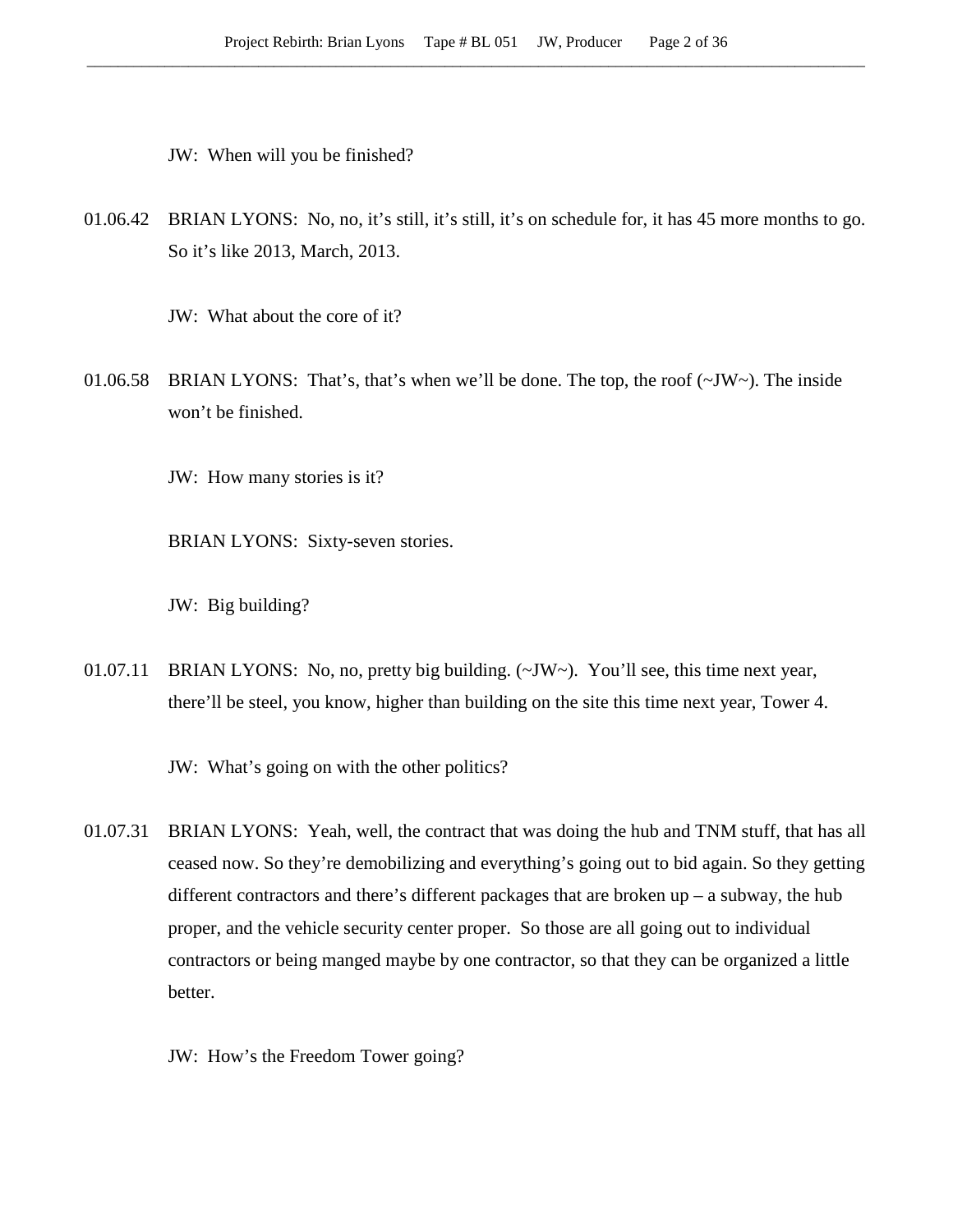JW: When will you be finished?

01.06.42 BRIAN LYONS: No, no, it's still, it's still, it's on schedule for, it has 45 more months to go. So it's like 2013, March, 2013.

JW: What about the core of it?

01.06.58 BRIAN LYONS: That's, that's when we'll be done. The top, the roof (~JW~). The inside won't be finished.

JW: How many stories is it?

BRIAN LYONS: Sixty-seven stories.

JW: Big building?

01.07.11 BRIAN LYONS: No, no, pretty big building. (~JW~). You'll see, this time next year, there'll be steel, you know, higher than building on the site this time next year, Tower 4.

JW: What's going on with the other politics?

01.07.31 BRIAN LYONS: Yeah, well, the contract that was doing the hub and TNM stuff, that has all ceased now. So they're demobilizing and everything's going out to bid again. So they getting different contractors and there's different packages that are broken up – a subway, the hub proper, and the vehicle security center proper. So those are all going out to individual contractors or being manged maybe by one contractor, so that they can be organized a little better.

JW: How's the Freedom Tower going?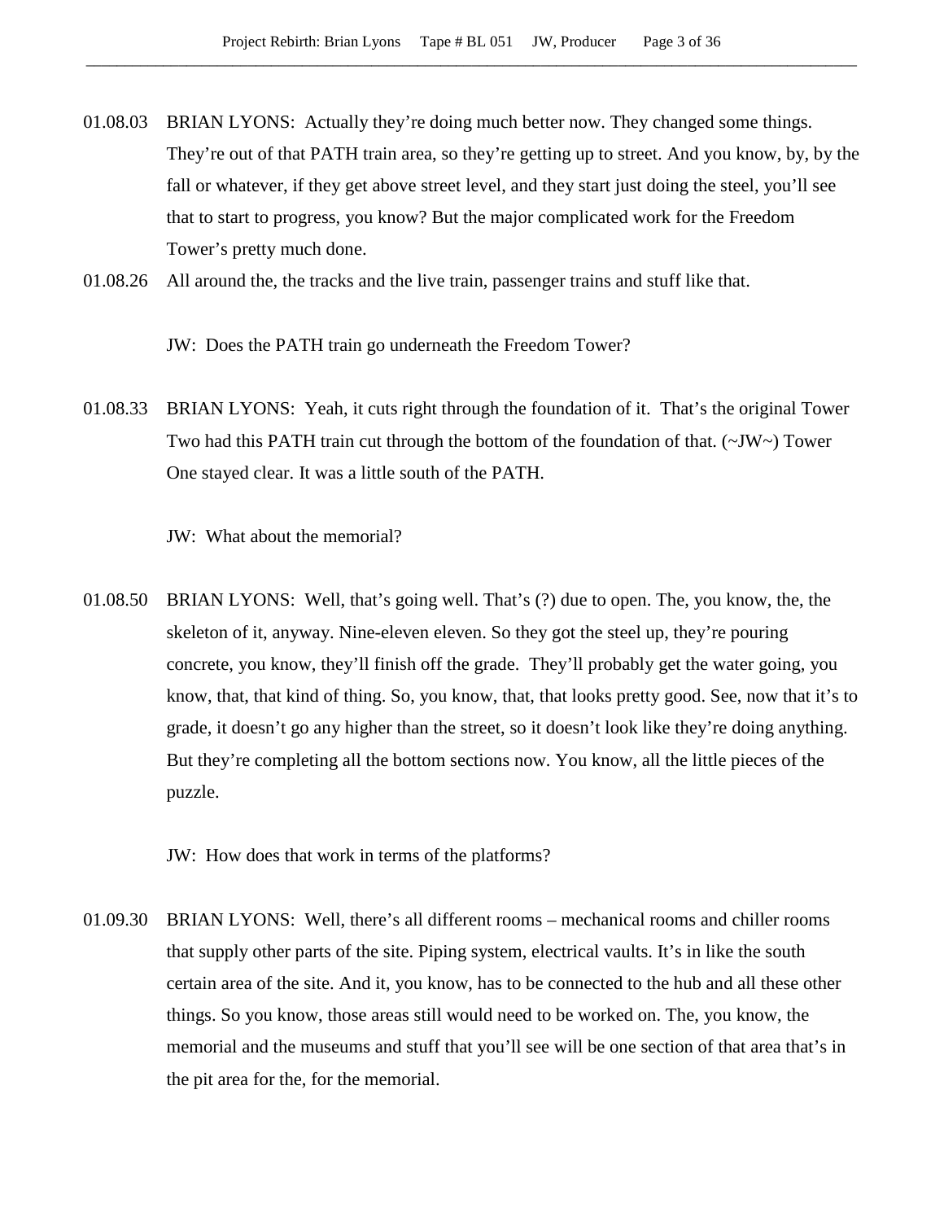01.08.03 BRIAN LYONS: Actually they're doing much better now. They changed some things. They're out of that PATH train area, so they're getting up to street. And you know, by, by the fall or whatever, if they get above street level, and they start just doing the steel, you'll see that to start to progress, you know? But the major complicated work for the Freedom Tower's pretty much done.

01.08.26 All around the, the tracks and the live train, passenger trains and stuff like that.

JW: Does the PATH train go underneath the Freedom Tower?

01.08.33 BRIAN LYONS: Yeah, it cuts right through the foundation of it. That's the original Tower Two had this PATH train cut through the bottom of the foundation of that. (~JW~) Tower One stayed clear. It was a little south of the PATH.

JW: What about the memorial?

01.08.50 BRIAN LYONS: Well, that's going well. That's (?) due to open. The, you know, the, the skeleton of it, anyway. Nine-eleven eleven. So they got the steel up, they're pouring concrete, you know, they'll finish off the grade. They'll probably get the water going, you know, that, that kind of thing. So, you know, that, that looks pretty good. See, now that it's to grade, it doesn't go any higher than the street, so it doesn't look like they're doing anything. But they're completing all the bottom sections now. You know, all the little pieces of the puzzle.

JW: How does that work in terms of the platforms?

01.09.30 BRIAN LYONS: Well, there's all different rooms – mechanical rooms and chiller rooms that supply other parts of the site. Piping system, electrical vaults. It's in like the south certain area of the site. And it, you know, has to be connected to the hub and all these other things. So you know, those areas still would need to be worked on. The, you know, the memorial and the museums and stuff that you'll see will be one section of that area that's in the pit area for the, for the memorial.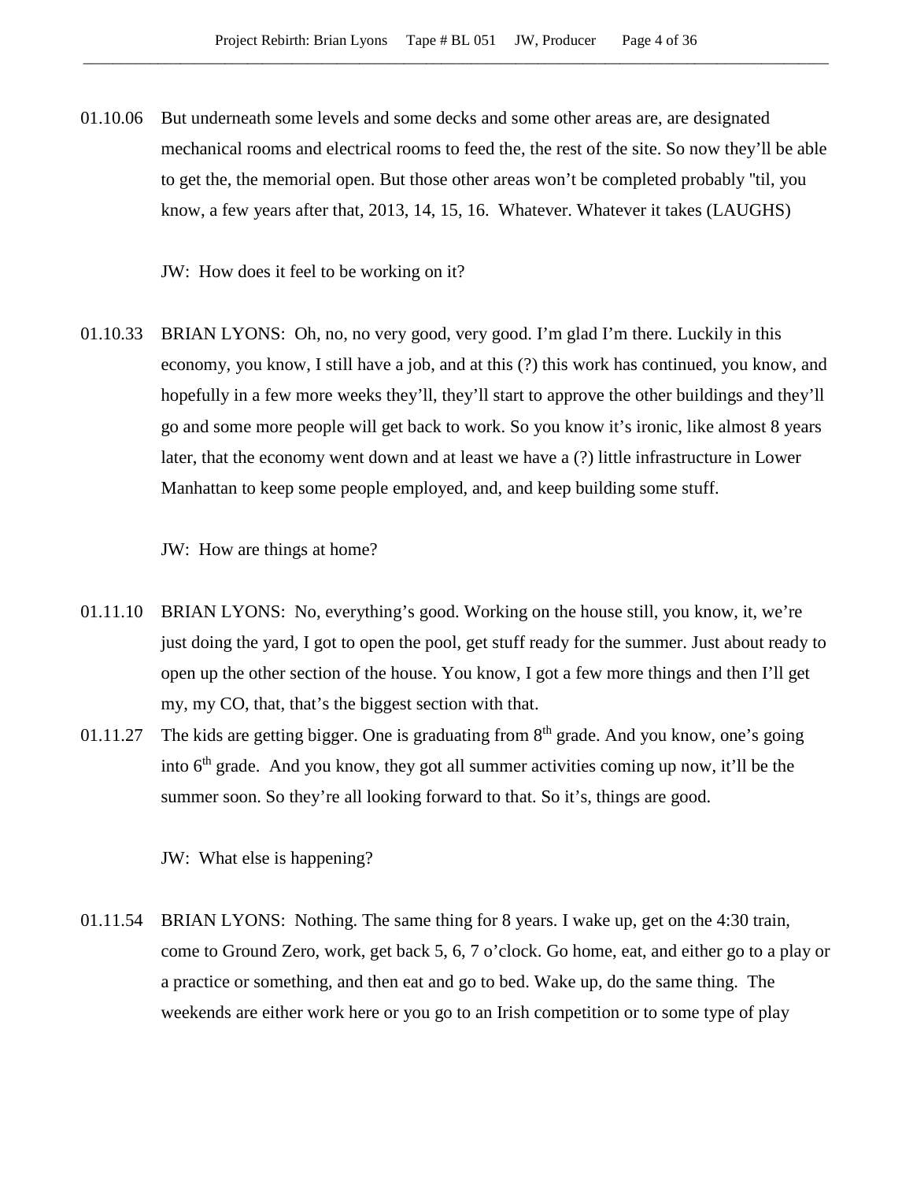01.10.06 But underneath some levels and some decks and some other areas are, are designated mechanical rooms and electrical rooms to feed the, the rest of the site. So now they'll be able to get the, the memorial open. But those other areas won't be completed probably "til, you know, a few years after that, 2013, 14, 15, 16. Whatever. Whatever it takes (LAUGHS)

JW: How does it feel to be working on it?

01.10.33 BRIAN LYONS: Oh, no, no very good, very good. I'm glad I'm there. Luckily in this economy, you know, I still have a job, and at this (?) this work has continued, you know, and hopefully in a few more weeks they'll, they'll start to approve the other buildings and they'll go and some more people will get back to work. So you know it's ironic, like almost 8 years later, that the economy went down and at least we have a (?) little infrastructure in Lower Manhattan to keep some people employed, and, and keep building some stuff.

JW: How are things at home?

01.11.10 BRIAN LYONS: No, everything's good. Working on the house still, you know, it, we're just doing the yard, I got to open the pool, get stuff ready for the summer. Just about ready to open up the other section of the house. You know, I got a few more things and then I'll get my, my CO, that, that's the biggest section with that.

01.11.27 The kids are getting bigger. One is graduating from 8th grade. And you know, one's going into 6th grade. And you know, they got all summer activities coming up now, it'll be the summer soon. So they're all looking forward to that. So it's, things are good.

JW: What else is happening?

01.11.54 BRIAN LYONS: Nothing. The same thing for 8 years. I wake up, get on the 4:30 train, come to Ground Zero, work, get back 5, 6, 7 o'clock. Go home, eat, and either go to a play or a practice or something, and then eat and go to bed. Wake up, do the same thing. The weekends are either work here or you go to an Irish competition or to some type of play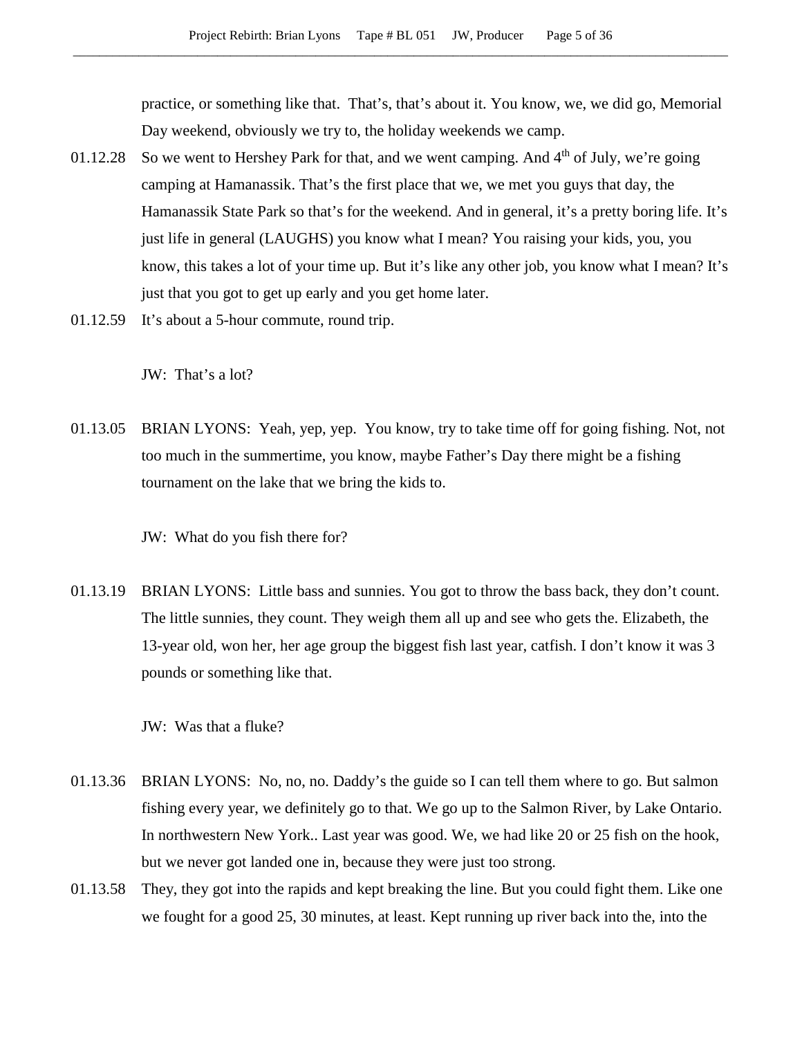practice, or something like that. That's, that's about it. You know, we, we did go, Memorial Day weekend, obviously we try to, the holiday weekends we camp.

01.12.28 So we went to Hershey Park for that, and we went camping. And 4th of July, we're going camping at Hamanassik. That's the first place that we, we met you guys that day, the Hamanassik State Park so that's for the weekend. And in general, it's a pretty boring life. It's just life in general (LAUGHS) you know what I mean? You raising your kids, you, you know, this takes a lot of your time up. But it's like any other job, you know what I mean? It's just that you got to get up early and you get home later.

01.12.59 It's about a 5-hour commute, round trip.

JW: That's a lot?

01.13.05 BRIAN LYONS: Yeah, yep, yep. You know, try to take time off for going fishing. Not, not too much in the summertime, you know, maybe Father's Day there might be a fishing tournament on the lake that we bring the kids to.

JW: What do you fish there for?

01.13.19 BRIAN LYONS: Little bass and sunnies. You got to throw the bass back, they don't count. The little sunnies, they count. They weigh them all up and see who gets the. Elizabeth, the 13-year old, won her, her age group the biggest fish last year, catfish. I don't know it was 3 pounds or something like that.

JW: Was that a fluke?

01.13.36 BRIAN LYONS: No, no, no. Daddy's the guide so I can tell them where to go. But salmon fishing every year, we definitely go to that. We go up to the Salmon River, by Lake Ontario. In northwestern New York.. Last year was good. We, we had like 20 or 25 fish on the hook, but we never got landed one in, because they were just too strong.

01.13.58 They, they got into the rapids and kept breaking the line. But you could fight them. Like one we fought for a good 25, 30 minutes, at least. Kept running up river back into the, into the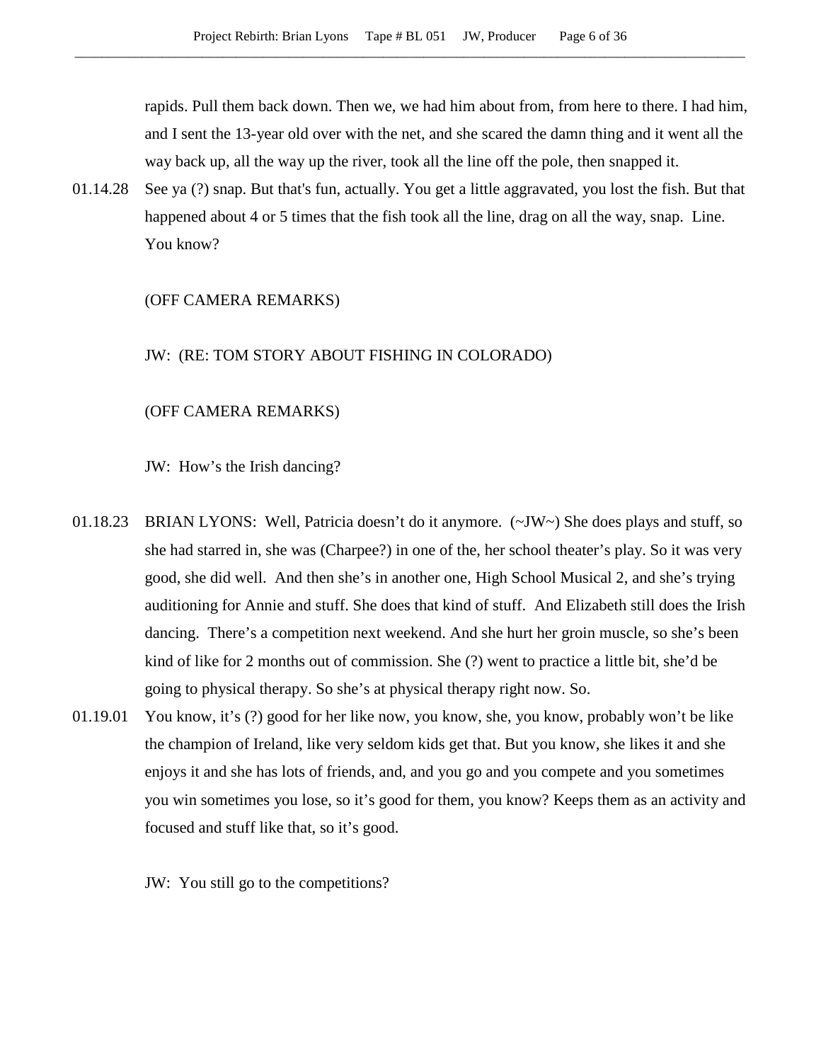rapids. Pull them back down. Then we, we had him about from, from here to there. I had him, and I sent the 13-year old over with the net, and she scared the damn thing and it went all the way back up, all the way up the river, took all the line off the pole, then snapped it.

01.14.28 See ya (?) snap. But that's fun, actually. You get a little aggravated, you lost the fish. But that happened about 4 or 5 times that the fish took all the line, drag on all the way, snap. Line. You know?

(OFF CAMERA REMARKS)

JW: (RE: TOM STORY ABOUT FISHING IN COLORADO)

(OFF CAMERA REMARKS)

JW: How's the Irish dancing?

01.18.23 BRIAN LYONS: Well, Patricia doesn't do it anymore. (~JW~) She does plays and stuff, so she had starred in, she was (Charpee?) in one of the, her school theater's play. So it was very good, she did well. And then she's in another one, High School Musical 2, and she's trying auditioning for Annie and stuff. She does that kind of stuff. And Elizabeth still does the Irish dancing. There's a competition next weekend. And she hurt her groin muscle, so she's been kind of like for 2 months out of commission. She (?) went to practice a little bit, she'd be going to physical therapy. So she's at physical therapy right now. So.

01.19.01 You know, it's (?) good for her like now, you know, she, you know, probably won't be like the champion of Ireland, like very seldom kids get that. But you know, she likes it and she enjoys it and she has lots of friends, and, and you go and you compete and you sometimes you win sometimes you lose, so it's good for them, you know? Keeps them as an activity and focused and stuff like that, so it's good.

JW: You still go to the competitions?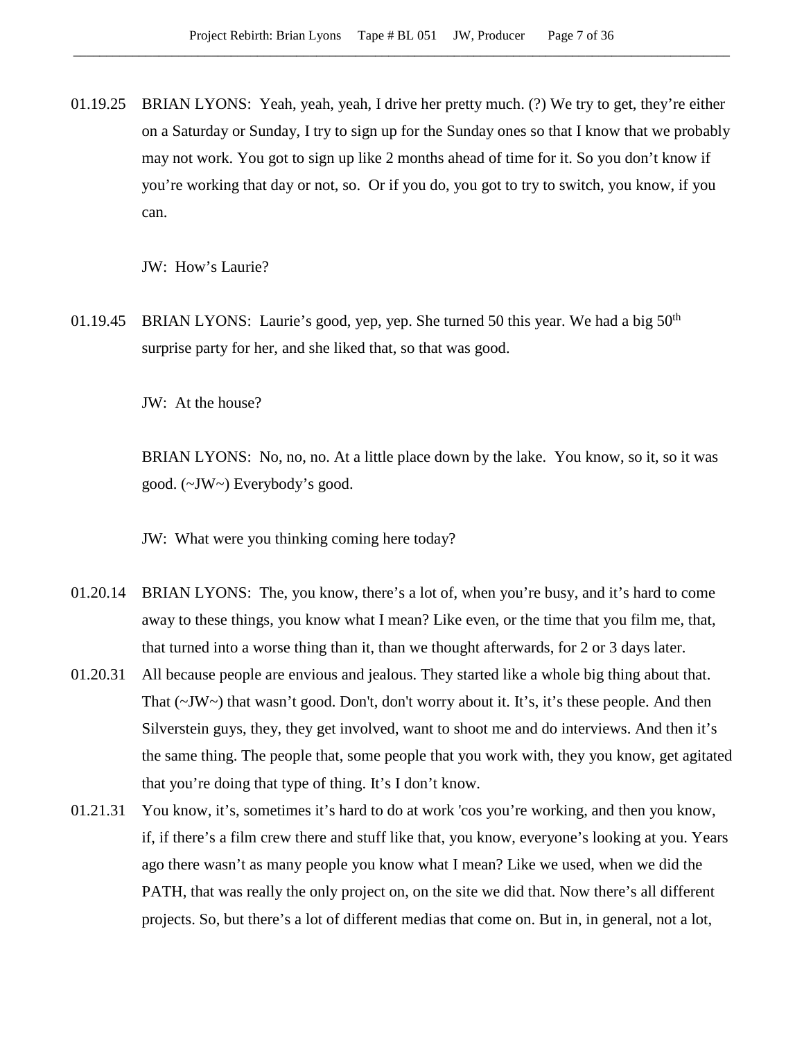01.19.25 BRIAN LYONS: Yeah, yeah, yeah, I drive her pretty much. (?) We try to get, they're either on a Saturday or Sunday, I try to sign up for the Sunday ones so that I know that we probably may not work. You got to sign up like 2 months ahead of time for it. So you don't know if you're working that day or not, so. Or if you do, you got to try to switch, you know, if you can.

JW: How's Laurie?

01.19.45 BRIAN LYONS: Laurie's good, yep, yep. She turned 50 this year. We had a big 50th surprise party for her, and she liked that, so that was good.

JW: At the house?

BRIAN LYONS: No, no, no. At a little place down by the lake. You know, so it, so it was good. (~JW~) Everybody's good.

JW: What were you thinking coming here today?

01.20.14 BRIAN LYONS: The, you know, there's a lot of, when you're busy, and it's hard to come away to these things, you know what I mean? Like even, or the time that you film me, that, that turned into a worse thing than it, than we thought afterwards, for 2 or 3 days later.

01.20.31 All because people are envious and jealous. They started like a whole big thing about that. That (~JW~) that wasn't good. Don't, don't worry about it. It's, it's these people. And then Silverstein guys, they, they get involved, want to shoot me and do interviews. And then it's the same thing. The people that, some people that you work with, they you know, get agitated that you're doing that type of thing. It's I don't know.

01.21.31 You know, it's, sometimes it's hard to do at work 'cos you're working, and then you know, if, if there's a film crew there and stuff like that, you know, everyone's looking at you. Years ago there wasn't as many people you know what I mean? Like we used, when we did the PATH, that was really the only project on, on the site we did that. Now there's all different projects. So, but there's a lot of different medias that come on. But in, in general, not a lot,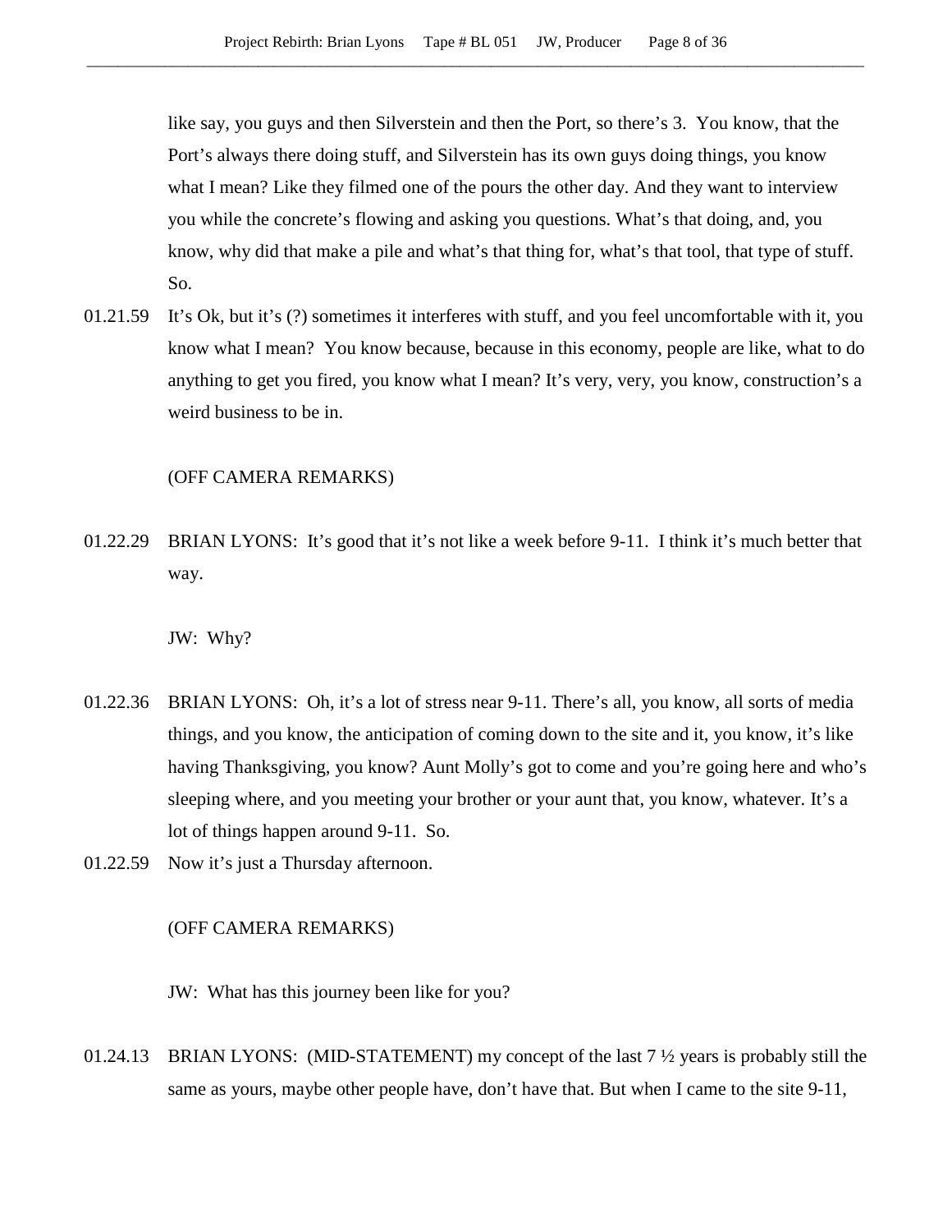like say, you guys and then Silverstein and then the Port, so there's 3. You know, that the Port's always there doing stuff, and Silverstein has its own guys doing things, you know what I mean? Like they filmed one of the pours the other day. And they want to interview you while the concrete's flowing and asking you questions. What's that doing, and, you know, why did that make a pile and what's that thing for, what's that tool, that type of stuff. So.

01.21.59 It's Ok, but it's (?) sometimes it interferes with stuff, and you feel uncomfortable with it, you know what I mean? You know because, because in this economy, people are like, what to do anything to get you fired, you know what I mean? It's very, very, you know, construction's a weird business to be in.

(OFF CAMERA REMARKS)

01.22.29 BRIAN LYONS: It's good that it's not like a week before 9-11. I think it's much better that way.

JW: Why?

01.22.36 BRIAN LYONS: Oh, it's a lot of stress near 9-11. There's all, you know, all sorts of media things, and you know, the anticipation of coming down to the site and it, you know, it's like having Thanksgiving, you know? Aunt Molly's got to come and you're going here and who's sleeping where, and you meeting your brother or your aunt that, you know, whatever. It's a lot of things happen around 9-11. So.

01.22.59 Now it's just a Thursday afternoon.

(OFF CAMERA REMARKS)

JW: What has this journey been like for you?

01.24.13 BRIAN LYONS: (MID-STATEMENT) my concept of the last 7 ½ years is probably still the same as yours, maybe other people have, don't have that. But when I came to the site 9-11,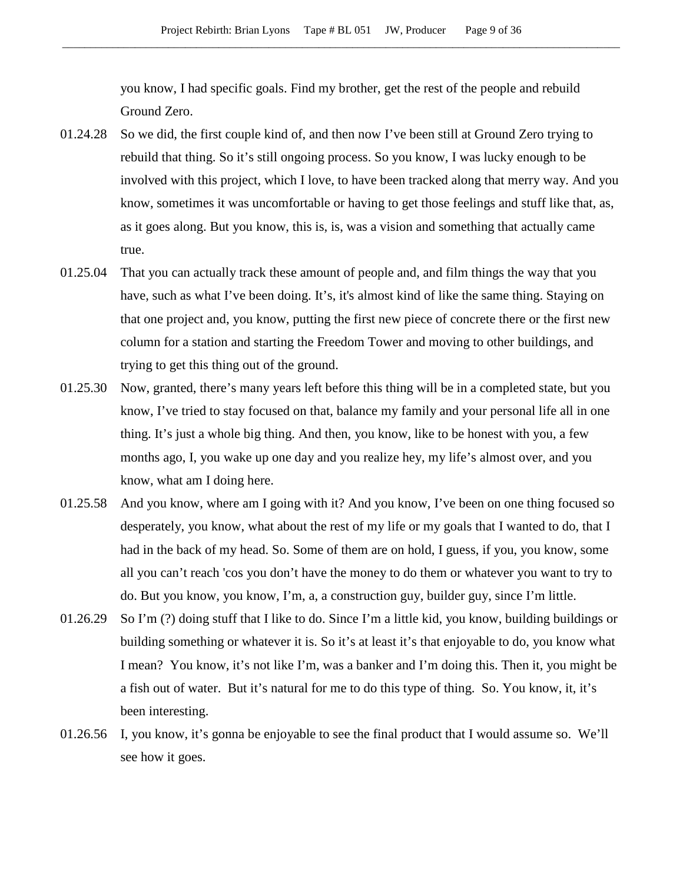you know, I had specific goals. Find my brother, get the rest of the people and rebuild Ground Zero.

01.24.28 So we did, the first couple kind of, and then now I've been still at Ground Zero trying to rebuild that thing. So it's still ongoing process. So you know, I was lucky enough to be involved with this project, which I love, to have been tracked along that merry way. And you know, sometimes it was uncomfortable or having to get those feelings and stuff like that, as, as it goes along. But you know, this is, is, was a vision and something that actually came true.

01.25.04 That you can actually track these amount of people and, and film things the way that you have, such as what I've been doing. It's, it's almost kind of like the same thing. Staying on that one project and, you know, putting the first new piece of concrete there or the first new column for a station and starting the Freedom Tower and moving to other buildings, and trying to get this thing out of the ground.

01.25.30 Now, granted, there's many years left before this thing will be in a completed state, but you know, I've tried to stay focused on that, balance my family and your personal life all in one thing. It's just a whole big thing. And then, you know, like to be honest with you, a few months ago, I, you wake up one day and you realize hey, my life's almost over, and you know, what am I doing here.

01.25.58 And you know, where am I going with it? And you know, I've been on one thing focused so desperately, you know, what about the rest of my life or my goals that I wanted to do, that I had in the back of my head. So. Some of them are on hold, I guess, if you, you know, some all you can't reach 'cos you don't have the money to do them or whatever you want to try to do. But you know, you know, I'm, a, a construction guy, builder guy, since I'm little.

01.26.29 So I'm (?) doing stuff that I like to do. Since I'm a little kid, you know, building buildings or building something or whatever it is. So it's at least it's that enjoyable to do, you know what I mean? You know, it's not like I'm, was a banker and I'm doing this. Then it, you might be a fish out of water. But it's natural for me to do this type of thing. So. You know, it, it's been interesting.

01.26.56 I, you know, it's gonna be enjoyable to see the final product that I would assume so. We'll see how it goes.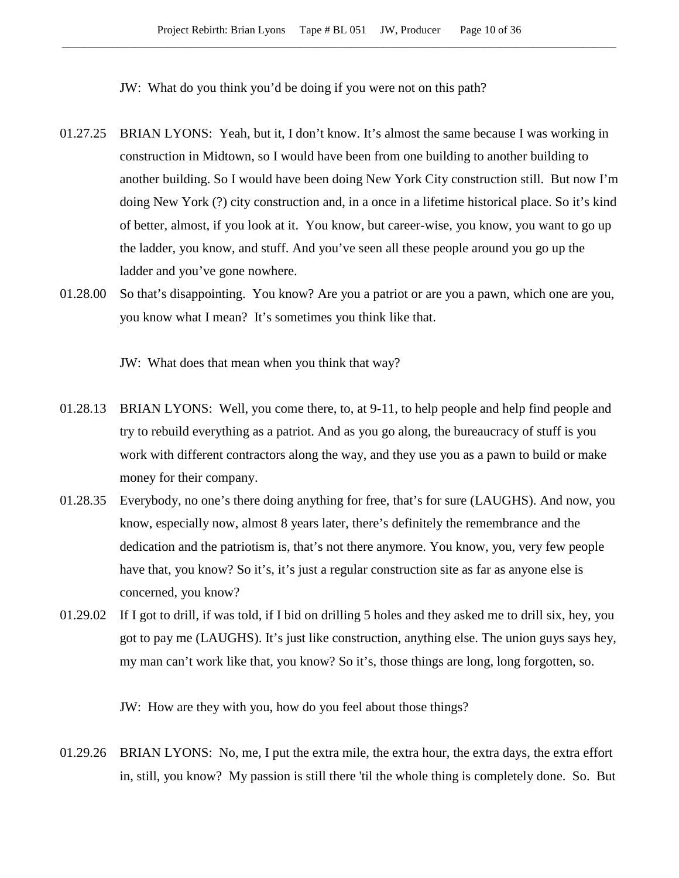JW: What do you think you'd be doing if you were not on this path?

01.27.25 BRIAN LYONS: Yeah, but it, I don't know. It's almost the same because I was working in construction in Midtown, so I would have been from one building to another building to another building. So I would have been doing New York City construction still. But now I'm doing New York (?) city construction and, in a once in a lifetime historical place. So it's kind of better, almost, if you look at it. You know, but career-wise, you know, you want to go up the ladder, you know, and stuff. And you've seen all these people around you go up the ladder and you've gone nowhere.

01.28.00 So that's disappointing. You know? Are you a patriot or are you a pawn, which one are you, you know what I mean? It's sometimes you think like that.

JW: What does that mean when you think that way?

01.28.13 BRIAN LYONS: Well, you come there, to, at 9-11, to help people and help find people and try to rebuild everything as a patriot. And as you go along, the bureaucracy of stuff is you work with different contractors along the way, and they use you as a pawn to build or make money for their company.

01.28.35 Everybody, no one's there doing anything for free, that's for sure (LAUGHS). And now, you know, especially now, almost 8 years later, there's definitely the remembrance and the dedication and the patriotism is, that's not there anymore. You know, you, very few people have that, you know? So it's, it's just a regular construction site as far as anyone else is concerned, you know?

01.29.02 If I got to drill, if was told, if I bid on drilling 5 holes and they asked me to drill six, hey, you got to pay me (LAUGHS). It's just like construction, anything else. The union guys says hey, my man can't work like that, you know? So it's, those things are long, long forgotten, so.

JW: How are they with you, how do you feel about those things?

01.29.26 BRIAN LYONS: No, me, I put the extra mile, the extra hour, the extra days, the extra effort in, still, you know? My passion is still there 'til the whole thing is completely done. So. But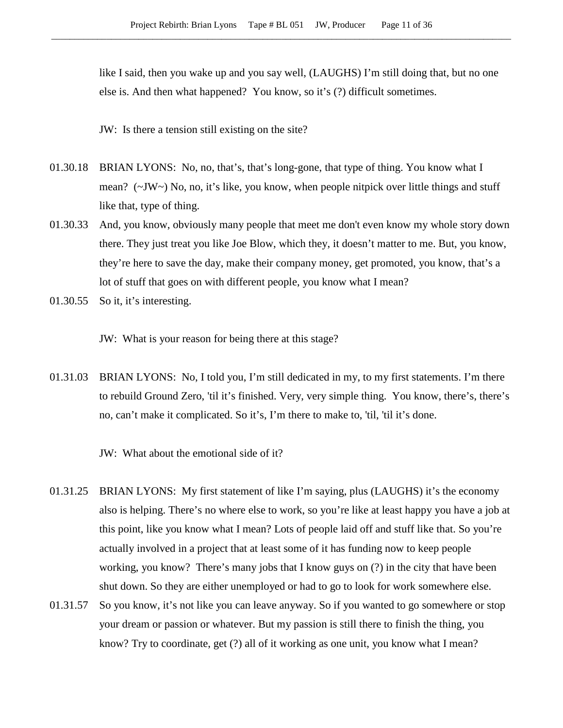like I said, then you wake up and you say well, (LAUGHS) I'm still doing that, but no one else is. And then what happened? You know, so it's (?) difficult sometimes.

JW: Is there a tension still existing on the site?

01.30.18 BRIAN LYONS: No, no, that's, that's long-gone, that type of thing. You know what I mean? (~JW~) No, no, it's like, you know, when people nitpick over little things and stuff like that, type of thing.

01.30.33 And, you know, obviously many people that meet me don't even know my whole story down there. They just treat you like Joe Blow, which they, it doesn't matter to me. But, you know, they're here to save the day, make their company money, get promoted, you know, that's a lot of stuff that goes on with different people, you know what I mean?

01.30.55 So it, it's interesting.

JW: What is your reason for being there at this stage?

01.31.03 BRIAN LYONS: No, I told you, I'm still dedicated in my, to my first statements. I'm there to rebuild Ground Zero, 'til it's finished. Very, very simple thing. You know, there's, there's no, can't make it complicated. So it's, I'm there to make to, 'til, 'til it's done.

JW: What about the emotional side of it?

01.31.25 BRIAN LYONS: My first statement of like I'm saying, plus (LAUGHS) it's the economy also is helping. There's no where else to work, so you're like at least happy you have a job at this point, like you know what I mean? Lots of people laid off and stuff like that. So you're actually involved in a project that at least some of it has funding now to keep people working, you know? There's many jobs that I know guys on (?) in the city that have been shut down. So they are either unemployed or had to go to look for work somewhere else.

01.31.57 So you know, it's not like you can leave anyway. So if you wanted to go somewhere or stop your dream or passion or whatever. But my passion is still there to finish the thing, you know? Try to coordinate, get (?) all of it working as one unit, you know what I mean?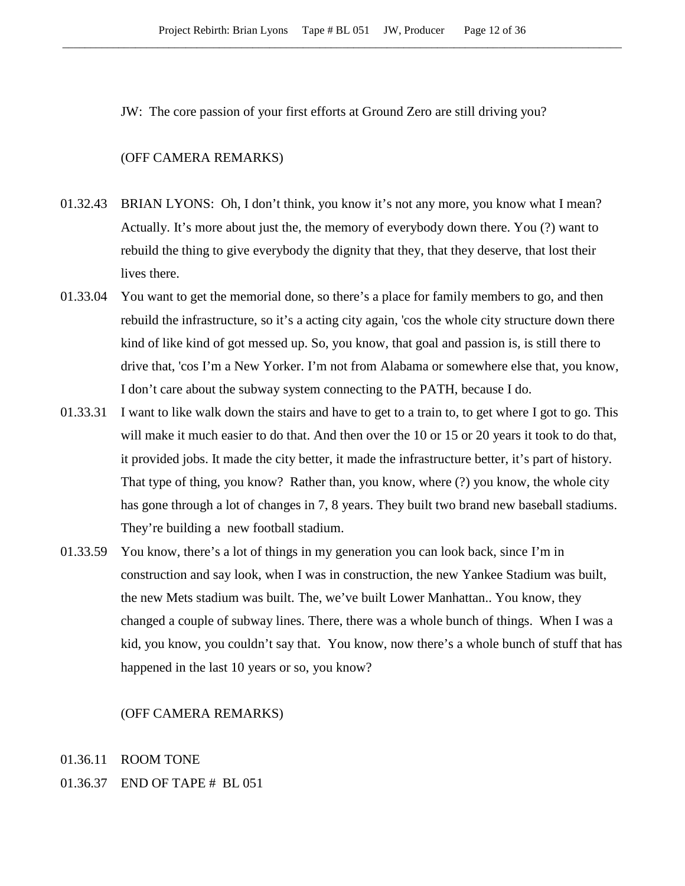JW: The core passion of your first efforts at Ground Zero are still driving you?

(OFF CAMERA REMARKS)

01.32.43 BRIAN LYONS: Oh, I don't think, you know it's not any more, you know what I mean? Actually. It's more about just the, the memory of everybody down there. You (?) want to rebuild the thing to give everybody the dignity that they, that they deserve, that lost their lives there.

01.33.04 You want to get the memorial done, so there's a place for family members to go, and then rebuild the infrastructure, so it's a acting city again, 'cos the whole city structure down there kind of like kind of got messed up. So, you know, that goal and passion is, is still there to drive that, 'cos I'm a New Yorker. I'm not from Alabama or somewhere else that, you know, I don't care about the subway system connecting to the PATH, because I do.

01.33.31 I want to like walk down the stairs and have to get to a train to, to get where I got to go. This will make it much easier to do that. And then over the 10 or 15 or 20 years it took to do that, it provided jobs. It made the city better, it made the infrastructure better, it's part of history. That type of thing, you know? Rather than, you know, where (?) you know, the whole city has gone through a lot of changes in 7, 8 years. They built two brand new baseball stadiums. They're building a new football stadium.

01.33.59 You know, there's a lot of things in my generation you can look back, since I'm in construction and say look, when I was in construction, the new Yankee Stadium was built, the new Mets stadium was built. The, we've built Lower Manhattan.. You know, they changed a couple of subway lines. There, there was a whole bunch of things. When I was a kid, you know, you couldn't say that. You know, now there's a whole bunch of stuff that has happened in the last 10 years or so, you know?

(OFF CAMERA REMARKS)

01.36.11 ROOM TONE

01.36.37 END OF TAPE # BL 051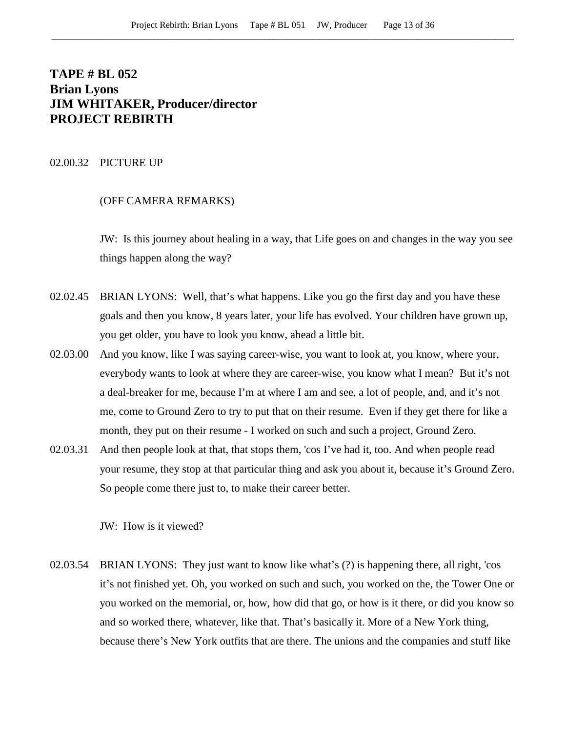# TAPE # BL 052
# Brian Lyons
# JIM WHITAKER, Producer/director
# PROJECT REBIRTH

02.00.32 PICTURE UP

(OFF CAMERA REMARKS)

JW: Is this journey about healing in a way, that Life goes on and changes in the way you see things happen along the way?

02.02.45 BRIAN LYONS: Well, that's what happens. Like you go the first day and you have these goals and then you know, 8 years later, your life has evolved. Your children have grown up, you get older, you have to look you know, ahead a little bit.

02.03.00 And you know, like I was saying career-wise, you want to look at, you know, where your, everybody wants to look at where they are career-wise, you know what I mean? But it's not a deal-breaker for me, because I'm at where I am and see, a lot of people, and, and it's not me, come to Ground Zero to try to put that on their resume. Even if they get there for like a month, they put on their resume - I worked on such and such a project, Ground Zero.

02.03.31 And then people look at that, that stops them, 'cos I've had it, too. And when people read your resume, they stop at that particular thing and ask you about it, because it's Ground Zero. So people come there just to, to make their career better.

JW: How is it viewed?

02.03.54 BRIAN LYONS: They just want to know like what's (?) is happening there, all right, 'cos it's not finished yet. Oh, you worked on such and such, you worked on the, the Tower One or you worked on the memorial, or, how, how did that go, or how is it there, or did you know so and so worked there, whatever, like that. That's basically it. More of a New York thing, because there's New York outfits that are there. The unions and the companies and stuff like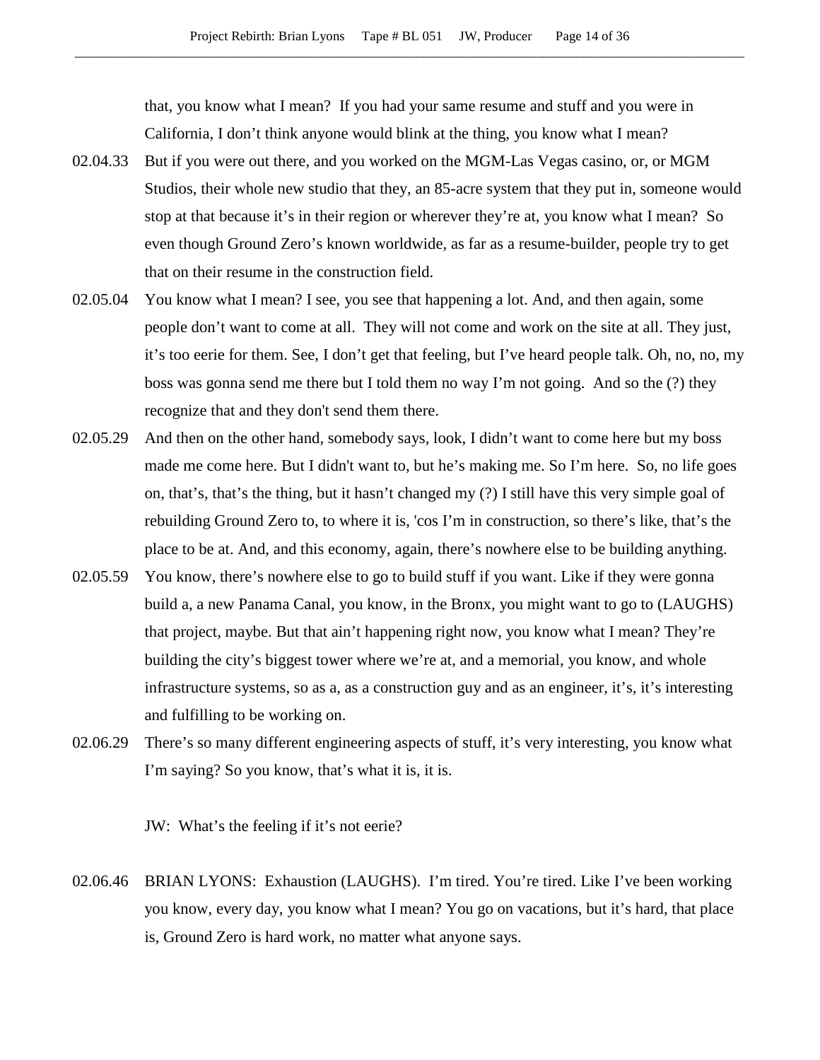that, you know what I mean? If you had your same resume and stuff and you were in California, I don't think anyone would blink at the thing, you know what I mean?

02.04.33 But if you were out there, and you worked on the MGM-Las Vegas casino, or, or MGM Studios, their whole new studio that they, an 85-acre system that they put in, someone would stop at that because it's in their region or wherever they're at, you know what I mean? So even though Ground Zero's known worldwide, as far as a resume-builder, people try to get that on their resume in the construction field.

02.05.04 You know what I mean? I see, you see that happening a lot. And, and then again, some people don't want to come at all. They will not come and work on the site at all. They just, it's too eerie for them. See, I don't get that feeling, but I've heard people talk. Oh, no, no, my boss was gonna send me there but I told them no way I'm not going. And so the (?) they recognize that and they don't send them there.

02.05.29 And then on the other hand, somebody says, look, I didn't want to come here but my boss made me come here. But I didn't want to, but he's making me. So I'm here. So, no life goes on, that's, that's the thing, but it hasn't changed my (?) I still have this very simple goal of rebuilding Ground Zero to, to where it is, 'cos I'm in construction, so there's like, that's the place to be at. And, and this economy, again, there's nowhere else to be building anything.

02.05.59 You know, there's nowhere else to go to build stuff if you want. Like if they were gonna build a, a new Panama Canal, you know, in the Bronx, you might want to go to (LAUGHS) that project, maybe. But that ain't happening right now, you know what I mean? They're building the city's biggest tower where we're at, and a memorial, you know, and whole infrastructure systems, so as a, as a construction guy and as an engineer, it's, it's interesting and fulfilling to be working on.

02.06.29 There's so many different engineering aspects of stuff, it's very interesting, you know what I'm saying? So you know, that's what it is, it is.

JW: What's the feeling if it's not eerie?

02.06.46 BRIAN LYONS: Exhaustion (LAUGHS). I'm tired. You're tired. Like I've been working you know, every day, you know what I mean? You go on vacations, but it's hard, that place is, Ground Zero is hard work, no matter what anyone says.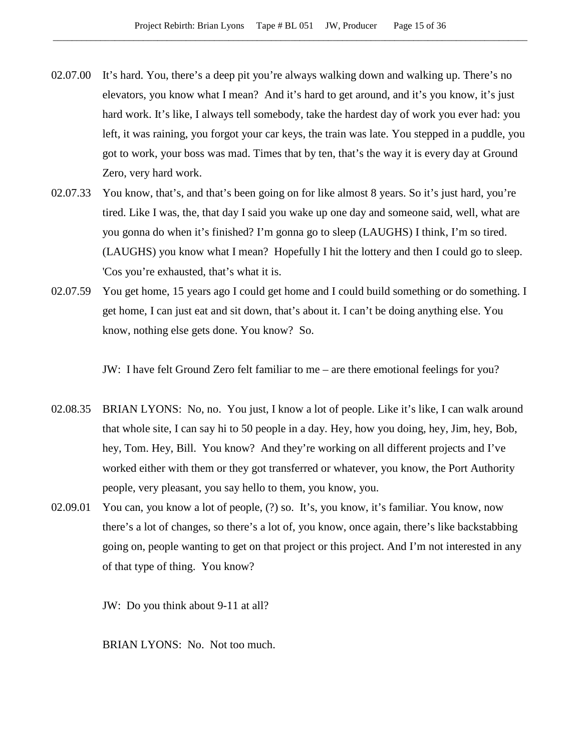02.07.00 It's hard. You, there's a deep pit you're always walking down and walking up. There's no elevators, you know what I mean? And it's hard to get around, and it's you know, it's just hard work. It's like, I always tell somebody, take the hardest day of work you ever had: you left, it was raining, you forgot your car keys, the train was late. You stepped in a puddle, you got to work, your boss was mad. Times that by ten, that's the way it is every day at Ground Zero, very hard work.

02.07.33 You know, that's, and that's been going on for like almost 8 years. So it's just hard, you're tired. Like I was, the, that day I said you wake up one day and someone said, well, what are you gonna do when it's finished? I'm gonna go to sleep (LAUGHS) I think, I'm so tired. (LAUGHS) you know what I mean? Hopefully I hit the lottery and then I could go to sleep. 'Cos you're exhausted, that's what it is.

02.07.59 You get home, 15 years ago I could get home and I could build something or do something. I get home, I can just eat and sit down, that's about it. I can't be doing anything else. You know, nothing else gets done. You know? So.

JW: I have felt Ground Zero felt familiar to me – are there emotional feelings for you?

02.08.35 BRIAN LYONS: No, no. You just, I know a lot of people. Like it's like, I can walk around that whole site, I can say hi to 50 people in a day. Hey, how you doing, hey, Jim, hey, Bob, hey, Tom. Hey, Bill. You know? And they're working on all different projects and I've worked either with them or they got transferred or whatever, you know, the Port Authority people, very pleasant, you say hello to them, you know, you.

02.09.01 You can, you know a lot of people, (?) so. It's, you know, it's familiar. You know, now there's a lot of changes, so there's a lot of, you know, once again, there's like backstabbing going on, people wanting to get on that project or this project. And I'm not interested in any of that type of thing. You know?

JW: Do you think about 9-11 at all?

BRIAN LYONS: No. Not too much.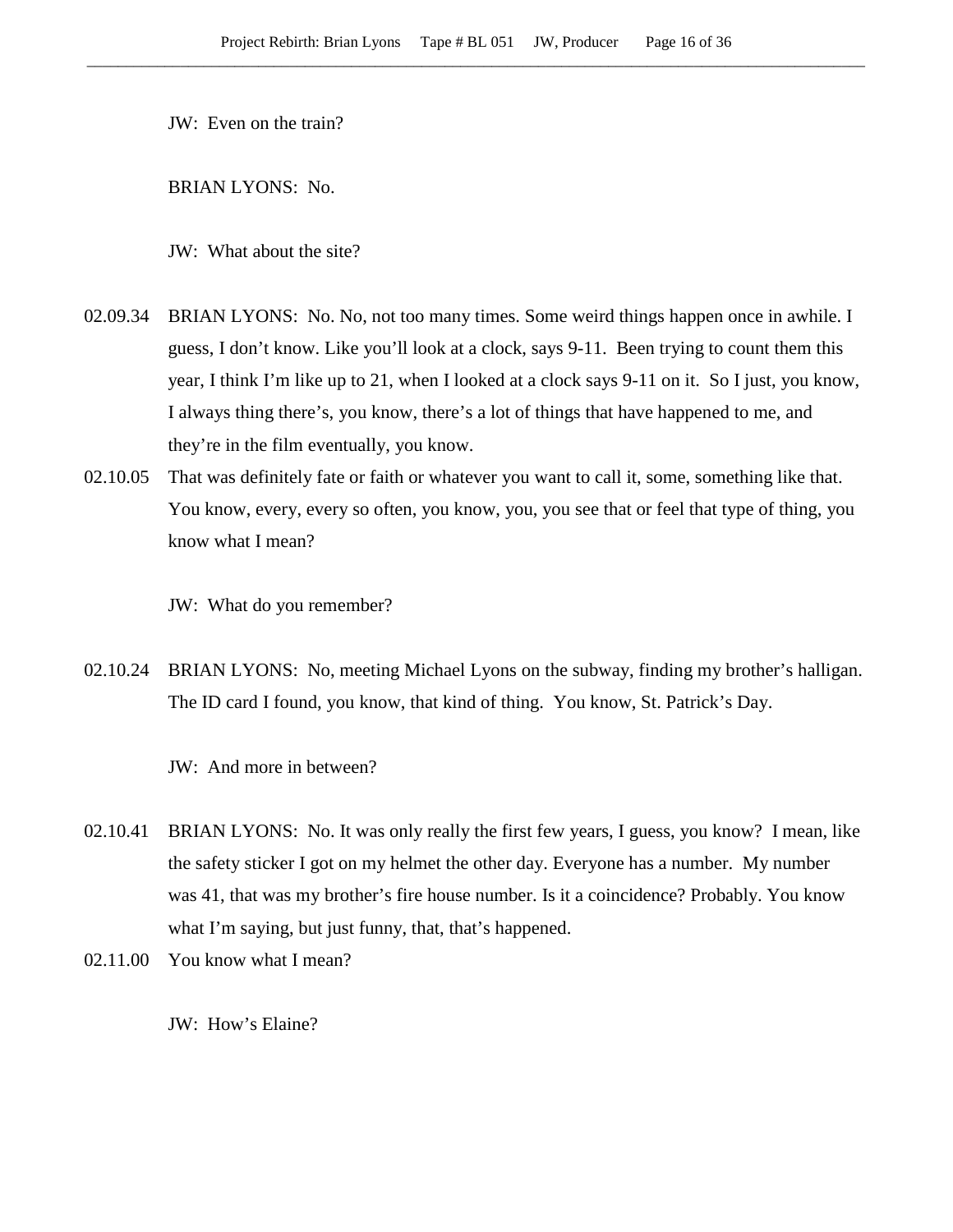JW: Even on the train?

BRIAN LYONS: No.

JW: What about the site?

02.09.34 BRIAN LYONS: No. No, not too many times. Some weird things happen once in awhile. I guess, I don't know. Like you'll look at a clock, says 9-11. Been trying to count them this year, I think I'm like up to 21, when I looked at a clock says 9-11 on it. So I just, you know, I always thing there's, you know, there's a lot of things that have happened to me, and they're in the film eventually, you know.

02.10.05 That was definitely fate or faith or whatever you want to call it, some, something like that. You know, every, every so often, you know, you, you see that or feel that type of thing, you know what I mean?

JW: What do you remember?

02.10.24 BRIAN LYONS: No, meeting Michael Lyons on the subway, finding my brother's halligan. The ID card I found, you know, that kind of thing. You know, St. Patrick's Day.

JW: And more in between?

02.10.41 BRIAN LYONS: No. It was only really the first few years, I guess, you know? I mean, like the safety sticker I got on my helmet the other day. Everyone has a number. My number was 41, that was my brother's fire house number. Is it a coincidence? Probably. You know what I'm saying, but just funny, that, that's happened.

02.11.00 You know what I mean?

JW: How's Elaine?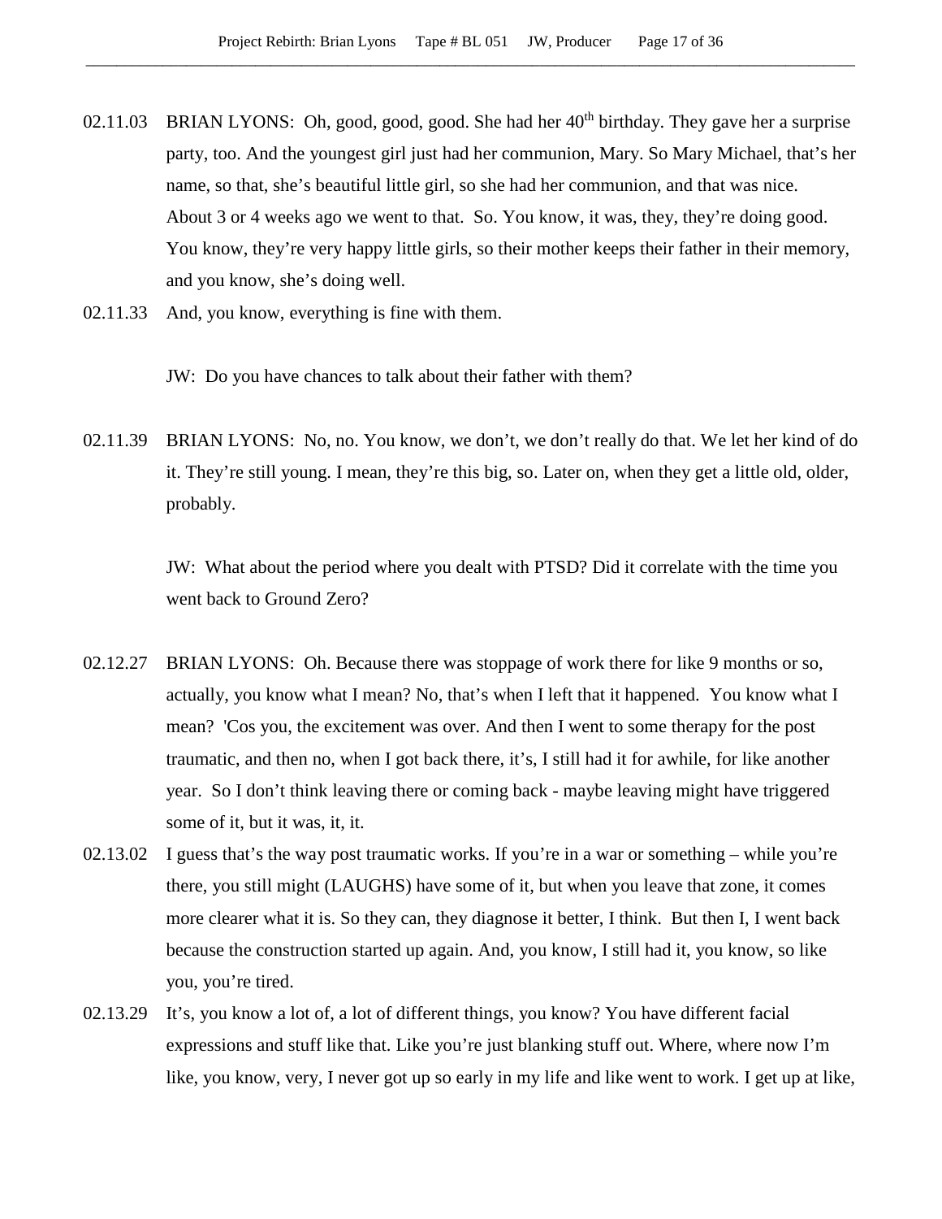02.11.03 BRIAN LYONS: Oh, good, good, good. She had her 40th birthday. They gave her a surprise party, too. And the youngest girl just had her communion, Mary. So Mary Michael, that's her name, so that, she's beautiful little girl, so she had her communion, and that was nice. About 3 or 4 weeks ago we went to that. So. You know, it was, they, they're doing good. You know, they're very happy little girls, so their mother keeps their father in their memory, and you know, she's doing well.

02.11.33 And, you know, everything is fine with them.

JW: Do you have chances to talk about their father with them?

02.11.39 BRIAN LYONS: No, no. You know, we don't, we don't really do that. We let her kind of do it. They're still young. I mean, they're this big, so. Later on, when they get a little old, older, probably.

JW: What about the period where you dealt with PTSD? Did it correlate with the time you went back to Ground Zero?

02.12.27 BRIAN LYONS: Oh. Because there was stoppage of work there for like 9 months or so, actually, you know what I mean? No, that's when I left that it happened. You know what I mean? 'Cos you, the excitement was over. And then I went to some therapy for the post traumatic, and then no, when I got back there, it's, I still had it for awhile, for like another year. So I don't think leaving there or coming back - maybe leaving might have triggered some of it, but it was, it, it.

02.13.02 I guess that's the way post traumatic works. If you're in a war or something – while you're there, you still might (LAUGHS) have some of it, but when you leave that zone, it comes more clearer what it is. So they can, they diagnose it better, I think. But then I, I went back because the construction started up again. And, you know, I still had it, you know, so like you, you're tired.

02.13.29 It's, you know a lot of, a lot of different things, you know? You have different facial expressions and stuff like that. Like you're just blanking stuff out. Where, where now I'm like, you know, very, I never got up so early in my life and like went to work. I get up at like,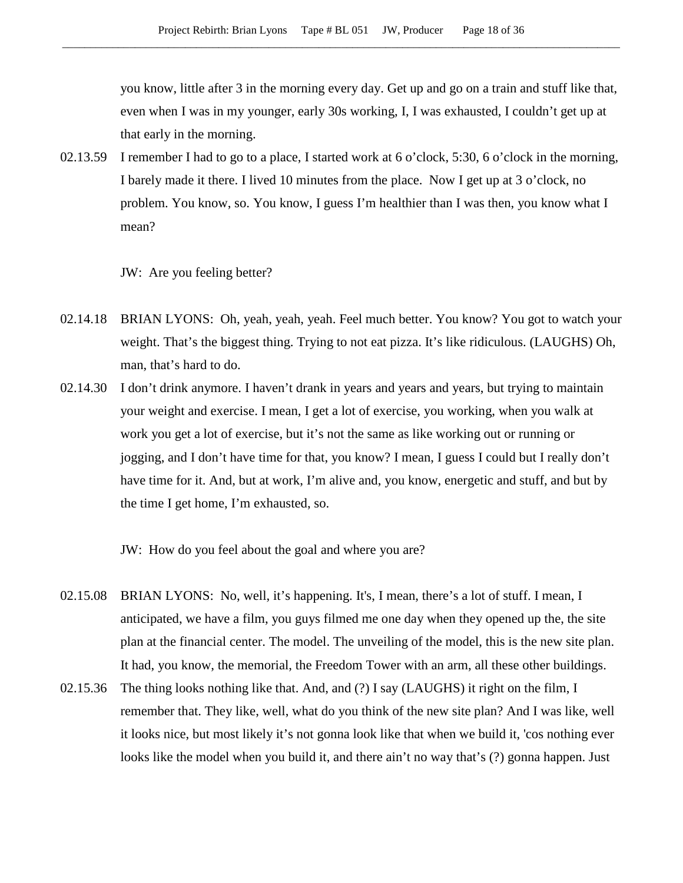you know, little after 3 in the morning every day. Get up and go on a train and stuff like that, even when I was in my younger, early 30s working, I, I was exhausted, I couldn't get up at that early in the morning.

02.13.59 I remember I had to go to a place, I started work at 6 o'clock, 5:30, 6 o'clock in the morning, I barely made it there. I lived 10 minutes from the place. Now I get up at 3 o'clock, no problem. You know, so. You know, I guess I'm healthier than I was then, you know what I mean?

JW: Are you feeling better?

02.14.18 BRIAN LYONS: Oh, yeah, yeah, yeah. Feel much better. You know? You got to watch your weight. That's the biggest thing. Trying to not eat pizza. It's like ridiculous. (LAUGHS) Oh, man, that's hard to do.

02.14.30 I don't drink anymore. I haven't drank in years and years and years, but trying to maintain your weight and exercise. I mean, I get a lot of exercise, you working, when you walk at work you get a lot of exercise, but it's not the same as like working out or running or jogging, and I don't have time for that, you know? I mean, I guess I could but I really don't have time for it. And, but at work, I'm alive and, you know, energetic and stuff, and but by the time I get home, I'm exhausted, so.

JW: How do you feel about the goal and where you are?

02.15.08 BRIAN LYONS: No, well, it's happening. It's, I mean, there's a lot of stuff. I mean, I anticipated, we have a film, you guys filmed me one day when they opened up the, the site plan at the financial center. The model. The unveiling of the model, this is the new site plan. It had, you know, the memorial, the Freedom Tower with an arm, all these other buildings.

02.15.36 The thing looks nothing like that. And, and (?) I say (LAUGHS) it right on the film, I remember that. They like, well, what do you think of the new site plan? And I was like, well it looks nice, but most likely it's not gonna look like that when we build it, 'cos nothing ever looks like the model when you build it, and there ain't no way that's (?) gonna happen. Just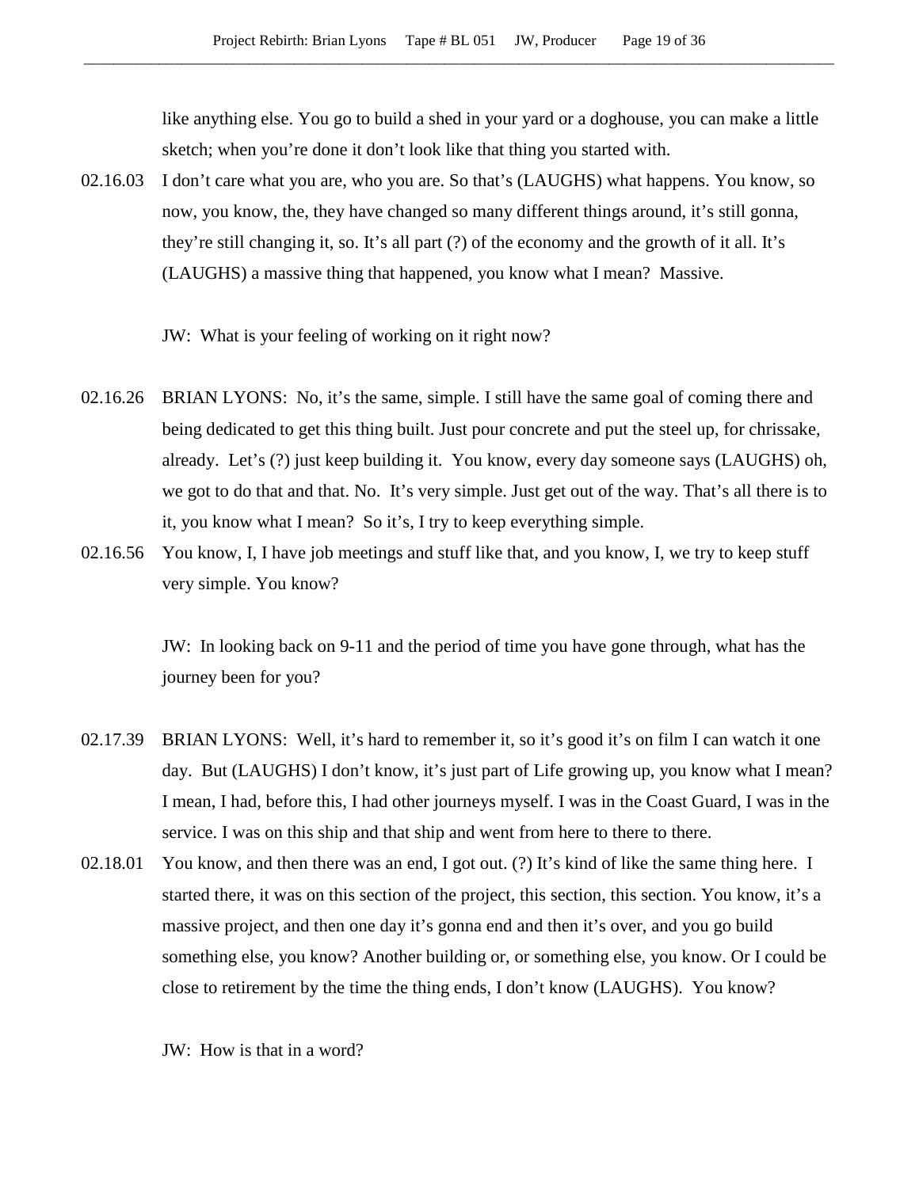like anything else. You go to build a shed in your yard or a doghouse, you can make a little sketch; when you're done it don't look like that thing you started with.

02.16.03 I don't care what you are, who you are. So that's (LAUGHS) what happens. You know, so now, you know, the, they have changed so many different things around, it's still gonna, they're still changing it, so. It's all part (?) of the economy and the growth of it all. It's (LAUGHS) a massive thing that happened, you know what I mean? Massive.

JW: What is your feeling of working on it right now?

02.16.26 BRIAN LYONS: No, it's the same, simple. I still have the same goal of coming there and being dedicated to get this thing built. Just pour concrete and put the steel up, for chrissake, already. Let's (?) just keep building it. You know, every day someone says (LAUGHS) oh, we got to do that and that. No. It's very simple. Just get out of the way. That's all there is to it, you know what I mean? So it's, I try to keep everything simple.

02.16.56 You know, I, I have job meetings and stuff like that, and you know, I, we try to keep stuff very simple. You know?

JW: In looking back on 9-11 and the period of time you have gone through, what has the journey been for you?

02.17.39 BRIAN LYONS: Well, it's hard to remember it, so it's good it's on film I can watch it one day. But (LAUGHS) I don't know, it's just part of Life growing up, you know what I mean? I mean, I had, before this, I had other journeys myself. I was in the Coast Guard, I was in the service. I was on this ship and that ship and went from here to there to there.

02.18.01 You know, and then there was an end, I got out. (?) It's kind of like the same thing here. I started there, it was on this section of the project, this section, this section. You know, it's a massive project, and then one day it's gonna end and then it's over, and you go build something else, you know? Another building or, or something else, you know. Or I could be close to retirement by the time the thing ends, I don't know (LAUGHS). You know?

JW: How is that in a word?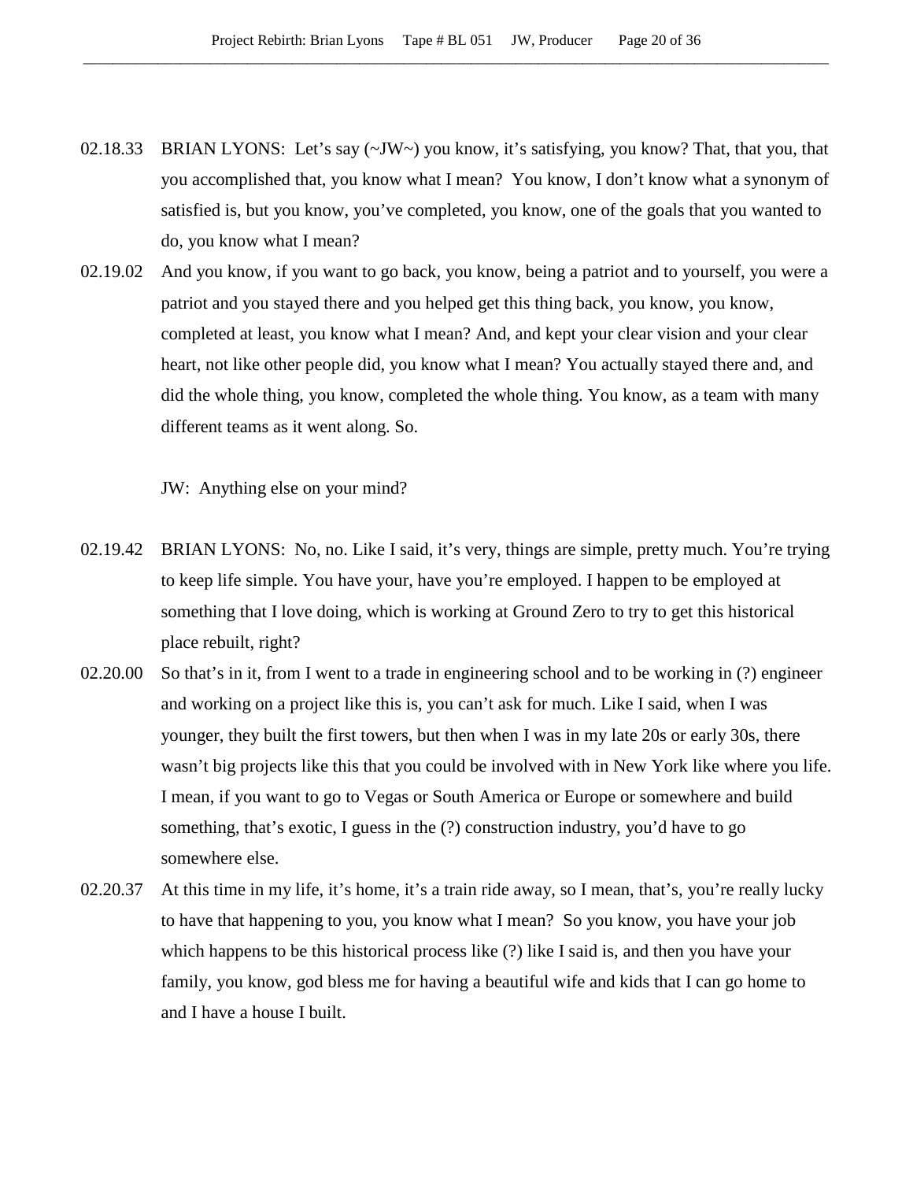02.18.33 BRIAN LYONS: Let's say (~JW~) you know, it's satisfying, you know? That, that you, that you accomplished that, you know what I mean? You know, I don't know what a synonym of satisfied is, but you know, you've completed, you know, one of the goals that you wanted to do, you know what I mean?

02.19.02 And you know, if you want to go back, you know, being a patriot and to yourself, you were a patriot and you stayed there and you helped get this thing back, you know, you know, completed at least, you know what I mean? And, and kept your clear vision and your clear heart, not like other people did, you know what I mean? You actually stayed there and, and did the whole thing, you know, completed the whole thing. You know, as a team with many different teams as it went along. So.

JW: Anything else on your mind?

02.19.42 BRIAN LYONS: No, no. Like I said, it's very, things are simple, pretty much. You're trying to keep life simple. You have your, have you're employed. I happen to be employed at something that I love doing, which is working at Ground Zero to try to get this historical place rebuilt, right?

02.20.00 So that's in it, from I went to a trade in engineering school and to be working in (?) engineer and working on a project like this is, you can't ask for much. Like I said, when I was younger, they built the first towers, but then when I was in my late 20s or early 30s, there wasn't big projects like this that you could be involved with in New York like where you life. I mean, if you want to go to Vegas or South America or Europe or somewhere and build something, that's exotic, I guess in the (?) construction industry, you'd have to go somewhere else.

02.20.37 At this time in my life, it's home, it's a train ride away, so I mean, that's, you're really lucky to have that happening to you, you know what I mean? So you know, you have your job which happens to be this historical process like (?) like I said is, and then you have your family, you know, god bless me for having a beautiful wife and kids that I can go home to and I have a house I built.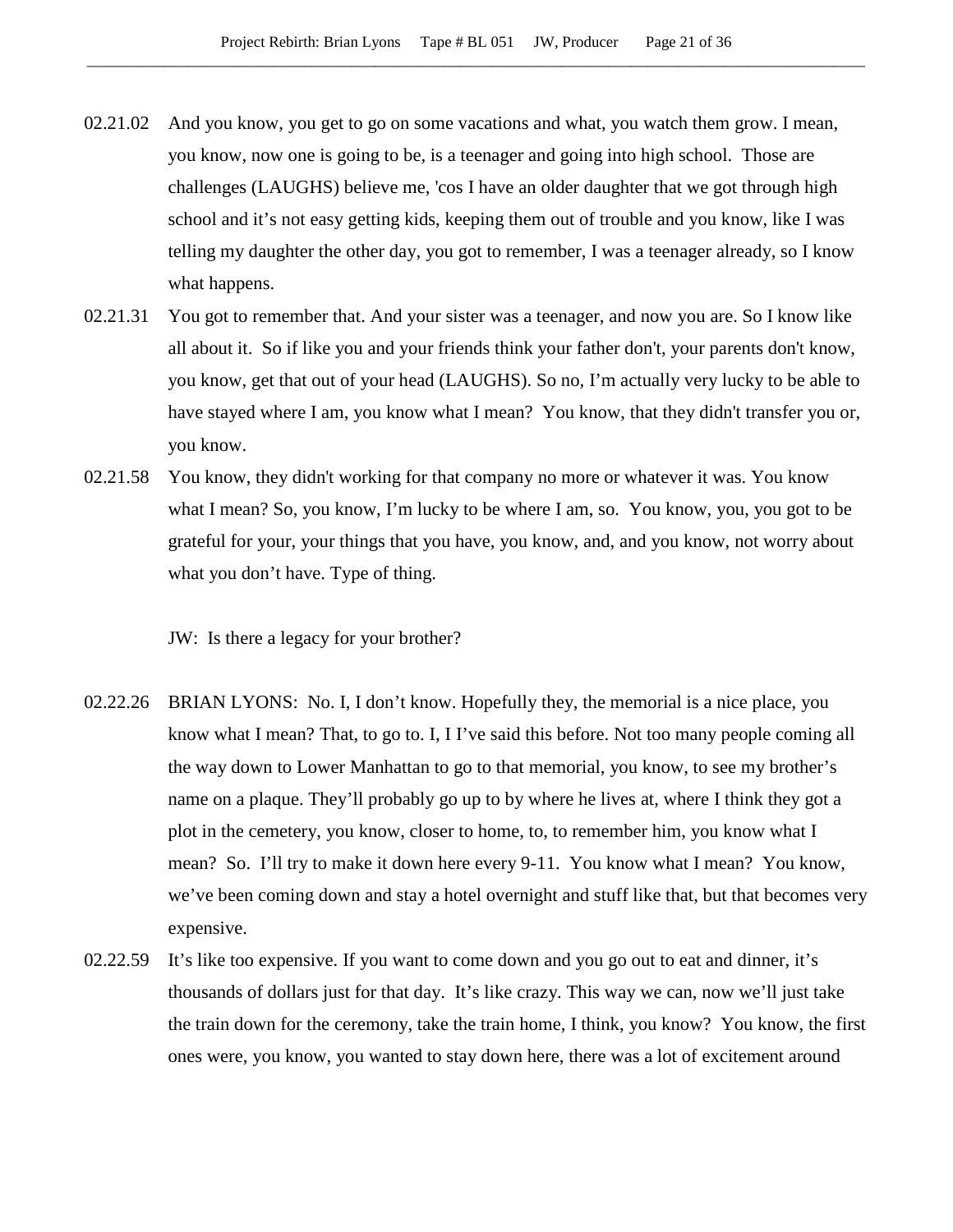02.21.02 And you know, you get to go on some vacations and what, you watch them grow. I mean, you know, now one is going to be, is a teenager and going into high school. Those are challenges (LAUGHS) believe me, 'cos I have an older daughter that we got through high school and it's not easy getting kids, keeping them out of trouble and you know, like I was telling my daughter the other day, you got to remember, I was a teenager already, so I know what happens.

02.21.31 You got to remember that. And your sister was a teenager, and now you are. So I know like all about it. So if like you and your friends think your father don't, your parents don't know, you know, get that out of your head (LAUGHS). So no, I'm actually very lucky to be able to have stayed where I am, you know what I mean? You know, that they didn't transfer you or, you know.

02.21.58 You know, they didn't working for that company no more or whatever it was. You know what I mean? So, you know, I'm lucky to be where I am, so. You know, you, you got to be grateful for your, your things that you have, you know, and, and you know, not worry about what you don't have. Type of thing.

JW: Is there a legacy for your brother?

02.22.26 BRIAN LYONS: No. I, I don't know. Hopefully they, the memorial is a nice place, you know what I mean? That, to go to. I, I I've said this before. Not too many people coming all the way down to Lower Manhattan to go to that memorial, you know, to see my brother's name on a plaque. They'll probably go up to by where he lives at, where I think they got a plot in the cemetery, you know, closer to home, to, to remember him, you know what I mean? So. I'll try to make it down here every 9-11. You know what I mean? You know, we've been coming down and stay a hotel overnight and stuff like that, but that becomes very expensive.

02.22.59 It's like too expensive. If you want to come down and you go out to eat and dinner, it's thousands of dollars just for that day. It's like crazy. This way we can, now we'll just take the train down for the ceremony, take the train home, I think, you know? You know, the first ones were, you know, you wanted to stay down here, there was a lot of excitement around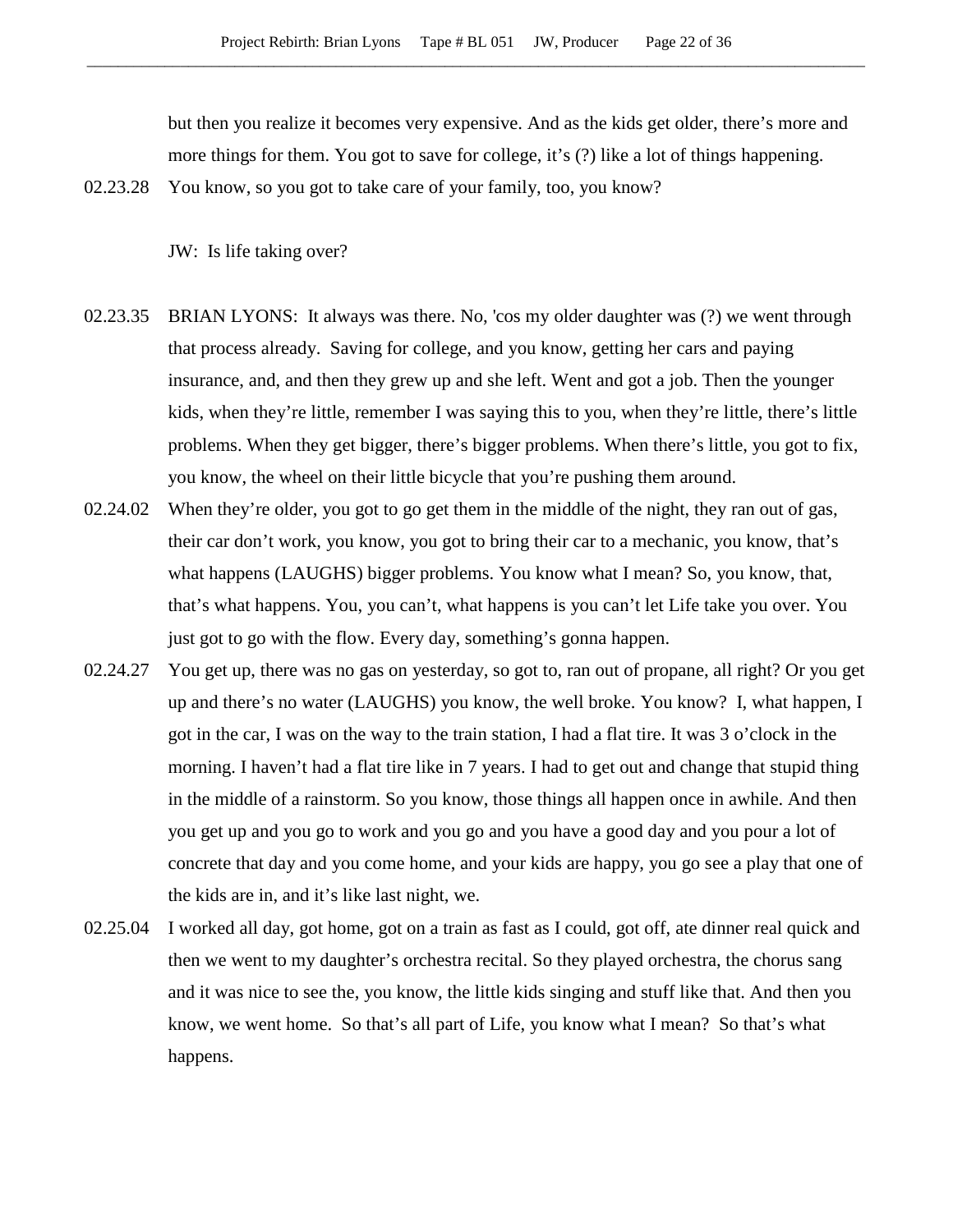but then you realize it becomes very expensive. And as the kids get older, there's more and more things for them. You got to save for college, it's (?) like a lot of things happening.

02.23.28 You know, so you got to take care of your family, too, you know?

JW: Is life taking over?

02.23.35 BRIAN LYONS: It always was there. No, 'cos my older daughter was (?) we went through that process already. Saving for college, and you know, getting her cars and paying insurance, and, and then they grew up and she left. Went and got a job. Then the younger kids, when they're little, remember I was saying this to you, when they're little, there's little problems. When they get bigger, there's bigger problems. When there's little, you got to fix, you know, the wheel on their little bicycle that you're pushing them around.

02.24.02 When they're older, you got to go get them in the middle of the night, they ran out of gas, their car don't work, you know, you got to bring their car to a mechanic, you know, that's what happens (LAUGHS) bigger problems. You know what I mean? So, you know, that, that's what happens. You, you can't, what happens is you can't let Life take you over. You just got to go with the flow. Every day, something's gonna happen.

02.24.27 You get up, there was no gas on yesterday, so got to, ran out of propane, all right? Or you get up and there's no water (LAUGHS) you know, the well broke. You know? I, what happen, I got in the car, I was on the way to the train station, I had a flat tire. It was 3 o'clock in the morning. I haven't had a flat tire like in 7 years. I had to get out and change that stupid thing in the middle of a rainstorm. So you know, those things all happen once in awhile. And then you get up and you go to work and you go and you have a good day and you pour a lot of concrete that day and you come home, and your kids are happy, you go see a play that one of the kids are in, and it's like last night, we.

02.25.04 I worked all day, got home, got on a train as fast as I could, got off, ate dinner real quick and then we went to my daughter's orchestra recital. So they played orchestra, the chorus sang and it was nice to see the, you know, the little kids singing and stuff like that. And then you know, we went home. So that's all part of Life, you know what I mean? So that's what happens.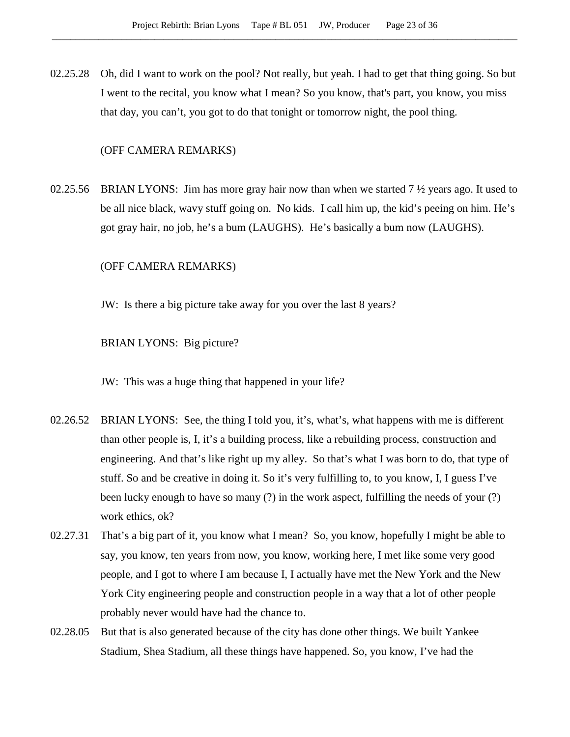02.25.28 Oh, did I want to work on the pool? Not really, but yeah. I had to get that thing going. So but I went to the recital, you know what I mean? So you know, that's part, you know, you miss that day, you can't, you got to do that tonight or tomorrow night, the pool thing.

(OFF CAMERA REMARKS)

02.25.56 BRIAN LYONS: Jim has more gray hair now than when we started 7 ½ years ago. It used to be all nice black, wavy stuff going on. No kids. I call him up, the kid's peeing on him. He's got gray hair, no job, he's a bum (LAUGHS). He's basically a bum now (LAUGHS).

(OFF CAMERA REMARKS)

JW: Is there a big picture take away for you over the last 8 years?

BRIAN LYONS: Big picture?

JW: This was a huge thing that happened in your life?

02.26.52 BRIAN LYONS: See, the thing I told you, it's, what's, what happens with me is different than other people is, I, it's a building process, like a rebuilding process, construction and engineering. And that's like right up my alley. So that's what I was born to do, that type of stuff. So and be creative in doing it. So it's very fulfilling to, to you know, I, I guess I've been lucky enough to have so many (?) in the work aspect, fulfilling the needs of your (?) work ethics, ok?

02.27.31 That's a big part of it, you know what I mean? So, you know, hopefully I might be able to say, you know, ten years from now, you know, working here, I met like some very good people, and I got to where I am because I, I actually have met the New York and the New York City engineering people and construction people in a way that a lot of other people probably never would have had the chance to.

02.28.05 But that is also generated because of the city has done other things. We built Yankee Stadium, Shea Stadium, all these things have happened. So, you know, I've had the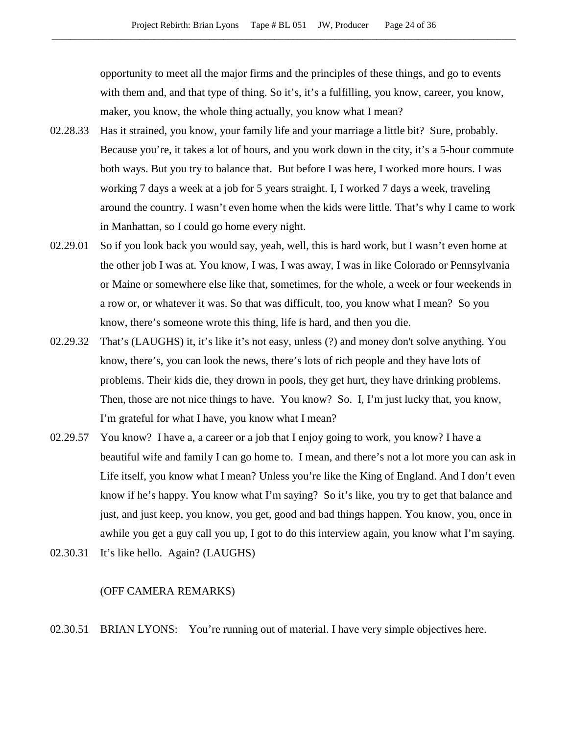opportunity to meet all the major firms and the principles of these things, and go to events with them and, and that type of thing. So it's, it's a fulfilling, you know, career, you know, maker, you know, the whole thing actually, you know what I mean?

02.28.33 Has it strained, you know, your family life and your marriage a little bit? Sure, probably. Because you're, it takes a lot of hours, and you work down in the city, it's a 5-hour commute both ways. But you try to balance that. But before I was here, I worked more hours. I was working 7 days a week at a job for 5 years straight. I, I worked 7 days a week, traveling around the country. I wasn't even home when the kids were little. That's why I came to work in Manhattan, so I could go home every night.

02.29.01 So if you look back you would say, yeah, well, this is hard work, but I wasn't even home at the other job I was at. You know, I was, I was away, I was in like Colorado or Pennsylvania or Maine or somewhere else like that, sometimes, for the whole, a week or four weekends in a row or, or whatever it was. So that was difficult, too, you know what I mean? So you know, there's someone wrote this thing, life is hard, and then you die.

02.29.32 That's (LAUGHS) it, it's like it's not easy, unless (?) and money don't solve anything. You know, there's, you can look the news, there's lots of rich people and they have lots of problems. Their kids die, they drown in pools, they get hurt, they have drinking problems. Then, those are not nice things to have. You know? So. I, I'm just lucky that, you know, I'm grateful for what I have, you know what I mean?

02.29.57 You know? I have a, a career or a job that I enjoy going to work, you know? I have a beautiful wife and family I can go home to. I mean, and there's not a lot more you can ask in Life itself, you know what I mean? Unless you're like the King of England. And I don't even know if he's happy. You know what I'm saying? So it's like, you try to get that balance and just, and just keep, you know, you get, good and bad things happen. You know, you, once in awhile you get a guy call you up, I got to do this interview again, you know what I'm saying.

02.30.31 It's like hello. Again? (LAUGHS)

(OFF CAMERA REMARKS)

02.30.51 BRIAN LYONS: You're running out of material. I have very simple objectives here.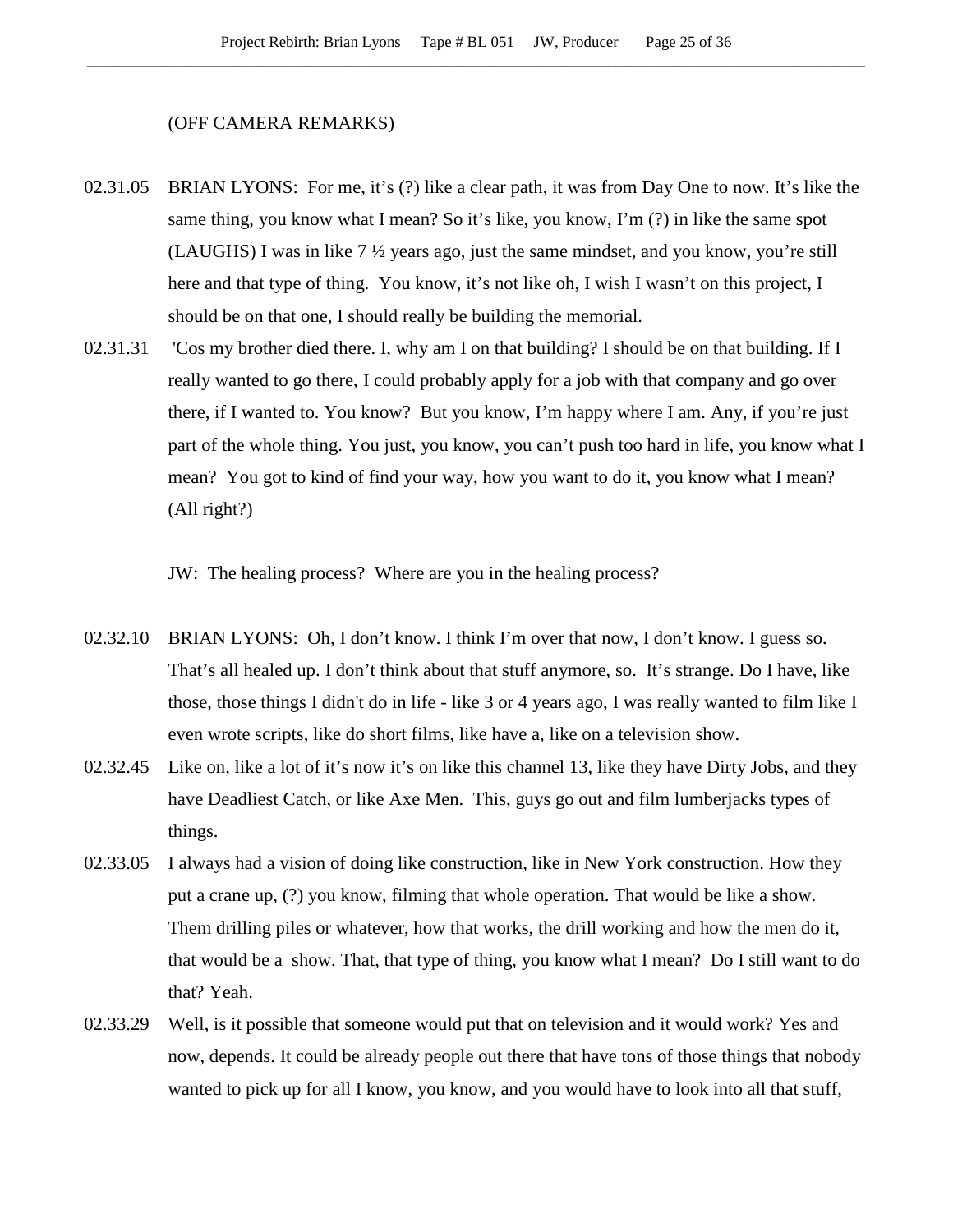(OFF CAMERA REMARKS)

02.31.05 BRIAN LYONS: For me, it's (?) like a clear path, it was from Day One to now. It's like the same thing, you know what I mean? So it's like, you know, I'm (?) in like the same spot (LAUGHS) I was in like 7 ½ years ago, just the same mindset, and you know, you're still here and that type of thing. You know, it's not like oh, I wish I wasn't on this project, I should be on that one, I should really be building the memorial.

02.31.31 'Cos my brother died there. I, why am I on that building? I should be on that building. If I really wanted to go there, I could probably apply for a job with that company and go over there, if I wanted to. You know? But you know, I'm happy where I am. Any, if you're just part of the whole thing. You just, you know, you can't push too hard in life, you know what I mean? You got to kind of find your way, how you want to do it, you know what I mean? (All right?)

JW: The healing process? Where are you in the healing process?

02.32.10 BRIAN LYONS: Oh, I don't know. I think I'm over that now, I don't know. I guess so. That's all healed up. I don't think about that stuff anymore, so. It's strange. Do I have, like those, those things I didn't do in life - like 3 or 4 years ago, I was really wanted to film like I even wrote scripts, like do short films, like have a, like on a television show.

02.32.45 Like on, like a lot of it's now it's on like this channel 13, like they have Dirty Jobs, and they have Deadliest Catch, or like Axe Men. This, guys go out and film lumberjacks types of things.

02.33.05 I always had a vision of doing like construction, like in New York construction. How they put a crane up, (?) you know, filming that whole operation. That would be like a show. Them drilling piles or whatever, how that works, the drill working and how the men do it, that would be a show. That, that type of thing, you know what I mean? Do I still want to do that? Yeah.

02.33.29 Well, is it possible that someone would put that on television and it would work? Yes and now, depends. It could be already people out there that have tons of those things that nobody wanted to pick up for all I know, you know, and you would have to look into all that stuff,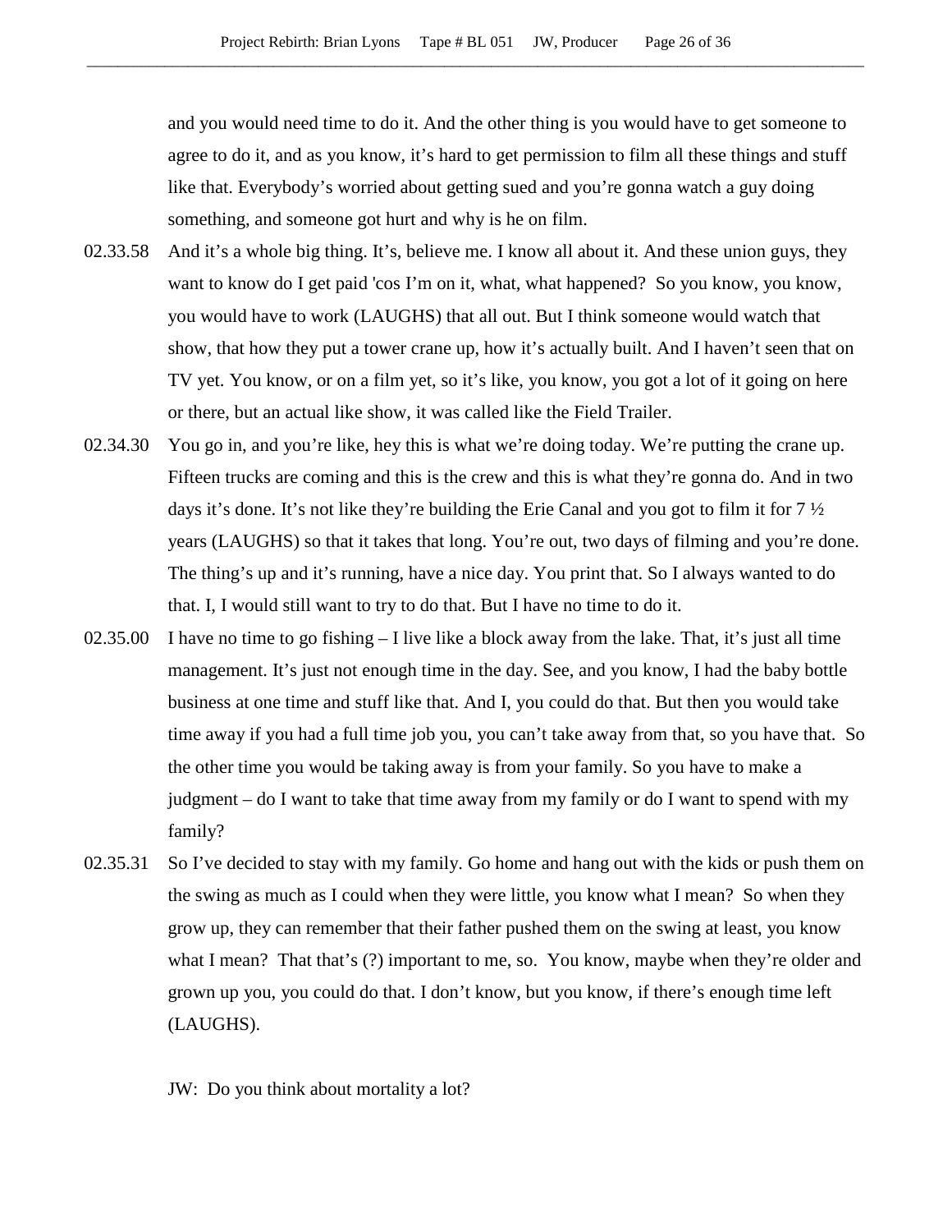and you would need time to do it. And the other thing is you would have to get someone to agree to do it, and as you know, it's hard to get permission to film all these things and stuff like that. Everybody's worried about getting sued and you're gonna watch a guy doing something, and someone got hurt and why is he on film.

02.33.58 And it's a whole big thing. It's, believe me. I know all about it. And these union guys, they want to know do I get paid 'cos I'm on it, what, what happened? So you know, you know, you would have to work (LAUGHS) that all out. But I think someone would watch that show, that how they put a tower crane up, how it's actually built. And I haven't seen that on TV yet. You know, or on a film yet, so it's like, you know, you got a lot of it going on here or there, but an actual like show, it was called like the Field Trailer.

02.34.30 You go in, and you're like, hey this is what we're doing today. We're putting the crane up. Fifteen trucks are coming and this is the crew and this is what they're gonna do. And in two days it's done. It's not like they're building the Erie Canal and you got to film it for 7 ½ years (LAUGHS) so that it takes that long. You're out, two days of filming and you're done. The thing's up and it's running, have a nice day. You print that. So I always wanted to do that. I, I would still want to try to do that. But I have no time to do it.

02.35.00 I have no time to go fishing – I live like a block away from the lake. That, it's just all time management. It's just not enough time in the day. See, and you know, I had the baby bottle business at one time and stuff like that. And I, you could do that. But then you would take time away if you had a full time job you, you can't take away from that, so you have that. So the other time you would be taking away is from your family. So you have to make a judgment – do I want to take that time away from my family or do I want to spend with my family?

02.35.31 So I've decided to stay with my family. Go home and hang out with the kids or push them on the swing as much as I could when they were little, you know what I mean? So when they grow up, they can remember that their father pushed them on the swing at least, you know what I mean? That that's (?) important to me, so. You know, maybe when they're older and grown up you, you could do that. I don't know, but you know, if there's enough time left (LAUGHS).

JW: Do you think about mortality a lot?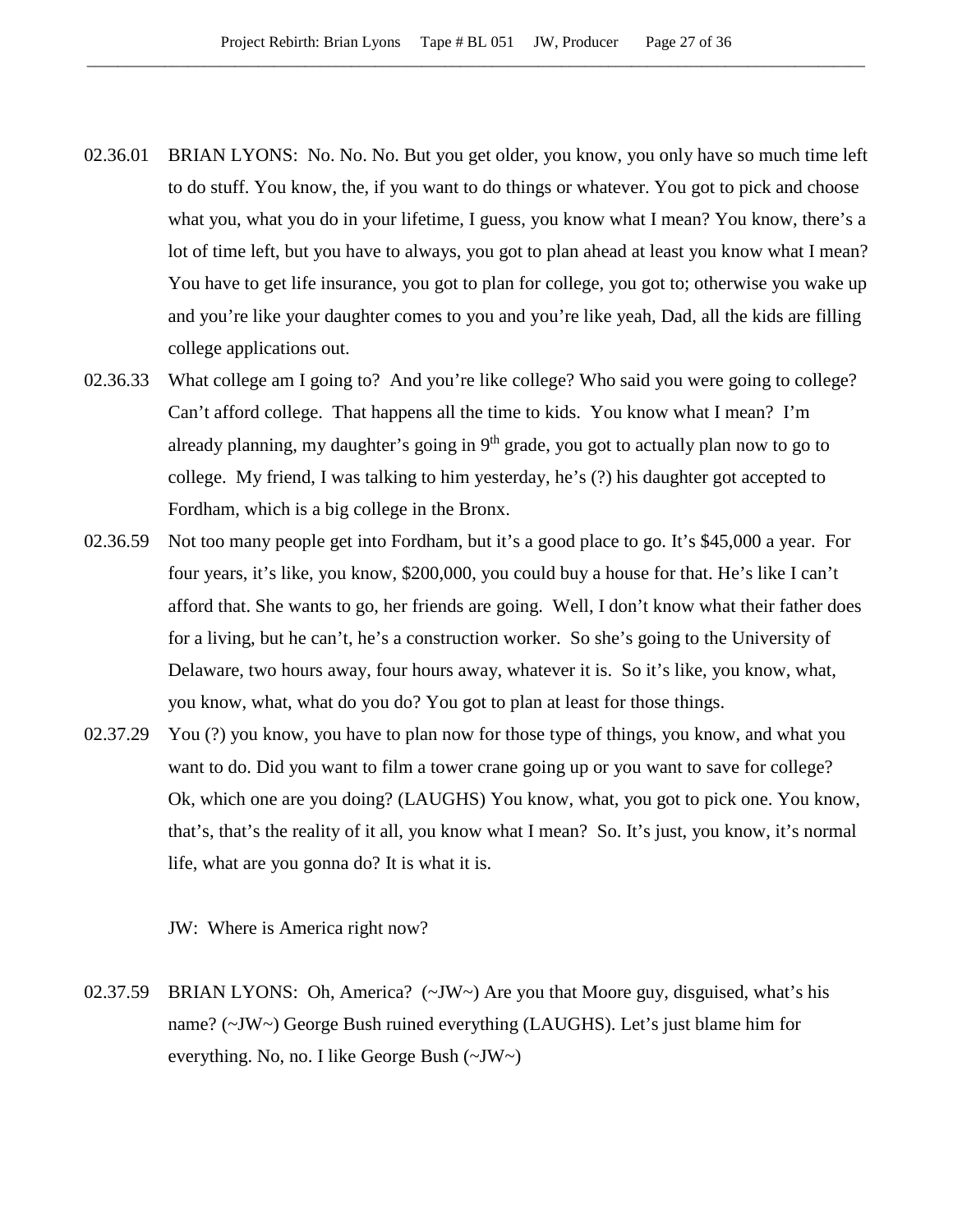02.36.01 BRIAN LYONS: No. No. No. But you get older, you know, you only have so much time left to do stuff. You know, the, if you want to do things or whatever. You got to pick and choose what you, what you do in your lifetime, I guess, you know what I mean? You know, there's a lot of time left, but you have to always, you got to plan ahead at least you know what I mean? You have to get life insurance, you got to plan for college, you got to; otherwise you wake up and you're like your daughter comes to you and you're like yeah, Dad, all the kids are filling college applications out.

02.36.33 What college am I going to? And you're like college? Who said you were going to college? Can't afford college. That happens all the time to kids. You know what I mean? I'm already planning, my daughter's going in 9th grade, you got to actually plan now to go to college. My friend, I was talking to him yesterday, he's (?) his daughter got accepted to Fordham, which is a big college in the Bronx.

02.36.59 Not too many people get into Fordham, but it's a good place to go. It's $45,000 a year. For four years, it's like, you know, $200,000, you could buy a house for that. He's like I can't afford that. She wants to go, her friends are going. Well, I don't know what their father does for a living, but he can't, he's a construction worker. So she's going to the University of Delaware, two hours away, four hours away, whatever it is. So it's like, you know, what, you know, what, what do you do? You got to plan at least for those things.

02.37.29 You (?) you know, you have to plan now for those type of things, you know, and what you want to do. Did you want to film a tower crane going up or you want to save for college? Ok, which one are you doing? (LAUGHS) You know, what, you got to pick one. You know, that's, that's the reality of it all, you know what I mean? So. It's just, you know, it's normal life, what are you gonna do? It is what it is.

JW: Where is America right now?

02.37.59 BRIAN LYONS: Oh, America? (~JW~) Are you that Moore guy, disguised, what's his name? (~JW~) George Bush ruined everything (LAUGHS). Let's just blame him for everything. No, no. I like George Bush (~JW~)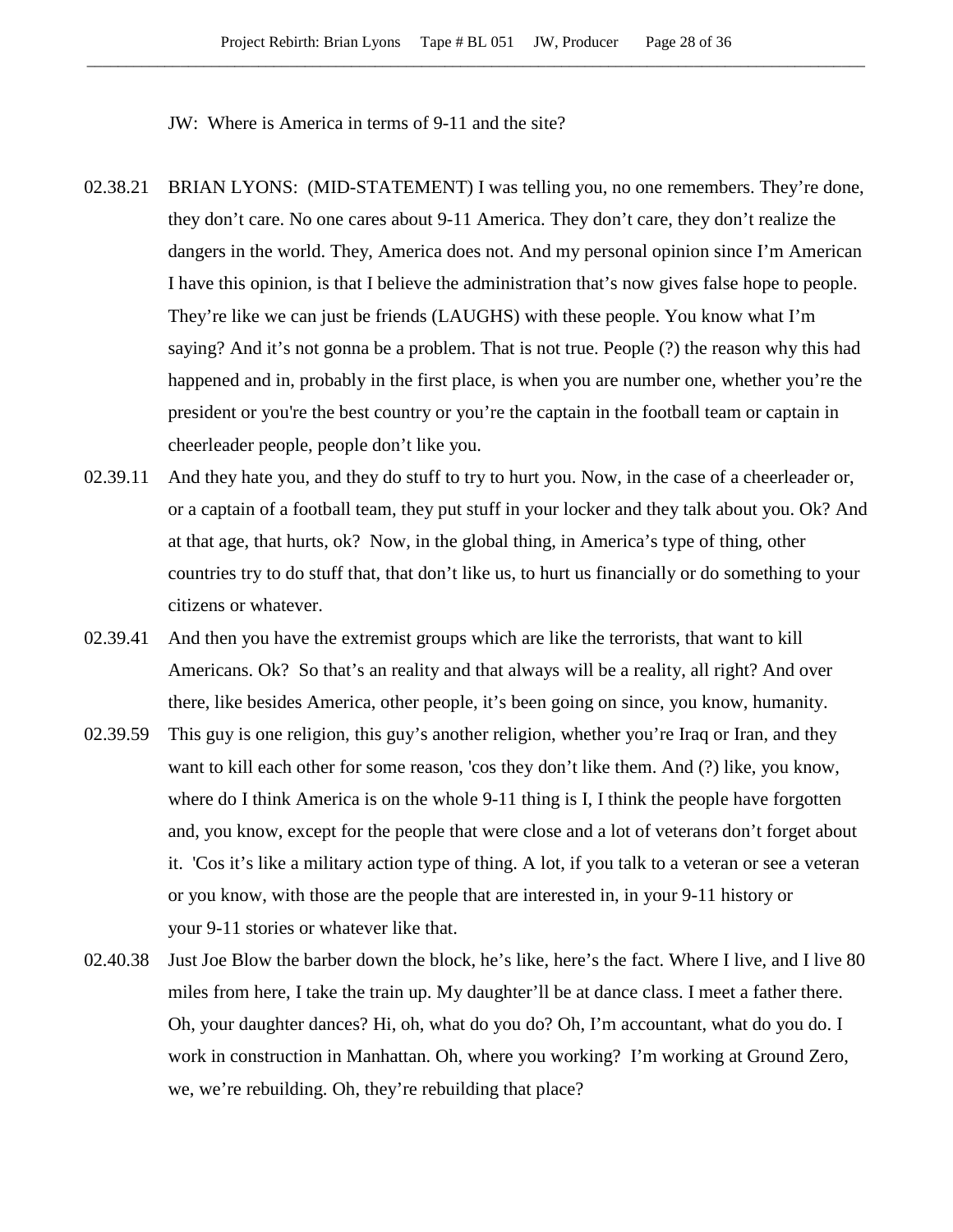JW: Where is America in terms of 9-11 and the site?

02.38.21 BRIAN LYONS: (MID-STATEMENT) I was telling you, no one remembers. They're done, they don't care. No one cares about 9-11 America. They don't care, they don't realize the dangers in the world. They, America does not. And my personal opinion since I'm American I have this opinion, is that I believe the administration that's now gives false hope to people. They're like we can just be friends (LAUGHS) with these people. You know what I'm saying? And it's not gonna be a problem. That is not true. People (?) the reason why this had happened and in, probably in the first place, is when you are number one, whether you're the president or you're the best country or you're the captain in the football team or captain in cheerleader people, people don't like you.

02.39.11 And they hate you, and they do stuff to try to hurt you. Now, in the case of a cheerleader or, or a captain of a football team, they put stuff in your locker and they talk about you. Ok? And at that age, that hurts, ok? Now, in the global thing, in America's type of thing, other countries try to do stuff that, that don't like us, to hurt us financially or do something to your citizens or whatever.

02.39.41 And then you have the extremist groups which are like the terrorists, that want to kill Americans. Ok? So that's an reality and that always will be a reality, all right? And over there, like besides America, other people, it's been going on since, you know, humanity.

02.39.59 This guy is one religion, this guy's another religion, whether you're Iraq or Iran, and they want to kill each other for some reason, 'cos they don't like them. And (?) like, you know, where do I think America is on the whole 9-11 thing is I, I think the people have forgotten and, you know, except for the people that were close and a lot of veterans don't forget about it. 'Cos it's like a military action type of thing. A lot, if you talk to a veteran or see a veteran or you know, with those are the people that are interested in, in your 9-11 history or your 9-11 stories or whatever like that.

02.40.38 Just Joe Blow the barber down the block, he's like, here's the fact. Where I live, and I live 80 miles from here, I take the train up. My daughter'll be at dance class. I meet a father there. Oh, your daughter dances? Hi, oh, what do you do? Oh, I'm accountant, what do you do. I work in construction in Manhattan. Oh, where you working? I'm working at Ground Zero, we, we're rebuilding. Oh, they're rebuilding that place?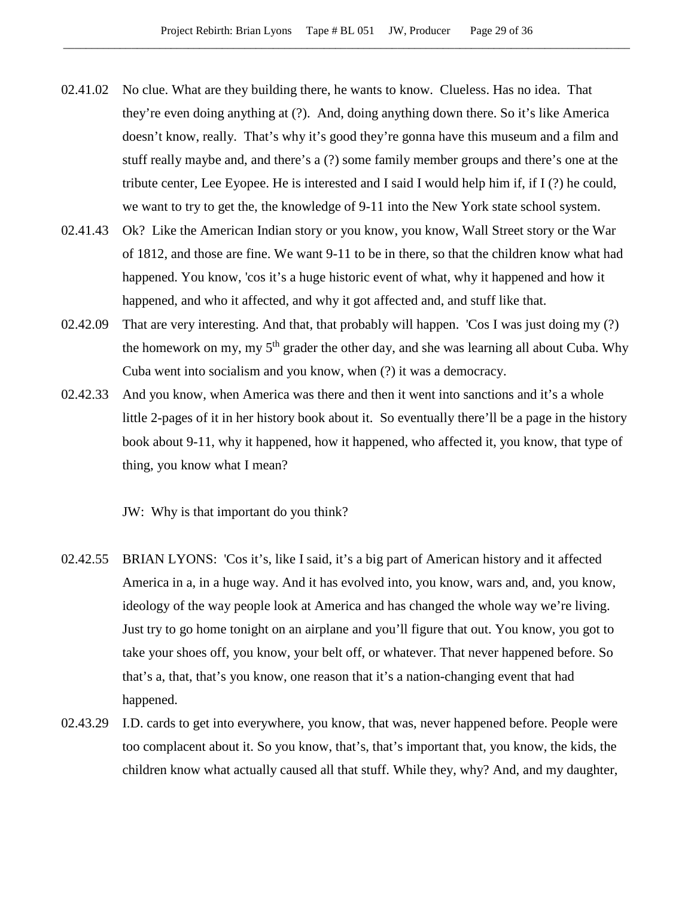02.41.02 No clue. What are they building there, he wants to know. Clueless. Has no idea. That they're even doing anything at (?). And, doing anything down there. So it's like America doesn't know, really. That's why it's good they're gonna have this museum and a film and stuff really maybe and, and there's a (?) some family member groups and there's one at the tribute center, Lee Eyopee. He is interested and I said I would help him if, if I (?) he could, we want to try to get the, the knowledge of 9-11 into the New York state school system.

02.41.43 Ok? Like the American Indian story or you know, you know, Wall Street story or the War of 1812, and those are fine. We want 9-11 to be in there, so that the children know what had happened. You know, 'cos it's a huge historic event of what, why it happened and how it happened, and who it affected, and why it got affected and, and stuff like that.

02.42.09 That are very interesting. And that, that probably will happen. 'Cos I was just doing my (?) the homework on my, my 5th grader the other day, and she was learning all about Cuba. Why Cuba went into socialism and you know, when (?) it was a democracy.

02.42.33 And you know, when America was there and then it went into sanctions and it's a whole little 2-pages of it in her history book about it. So eventually there'll be a page in the history book about 9-11, why it happened, how it happened, who affected it, you know, that type of thing, you know what I mean?

JW: Why is that important do you think?

02.42.55 BRIAN LYONS: 'Cos it's, like I said, it's a big part of American history and it affected America in a, in a huge way. And it has evolved into, you know, wars and, and, you know, ideology of the way people look at America and has changed the whole way we're living. Just try to go home tonight on an airplane and you'll figure that out. You know, you got to take your shoes off, you know, your belt off, or whatever. That never happened before. So that's a, that, that's you know, one reason that it's a nation-changing event that had happened.

02.43.29 I.D. cards to get into everywhere, you know, that was, never happened before. People were too complacent about it. So you know, that's, that's important that, you know, the kids, the children know what actually caused all that stuff. While they, why? And, and my daughter,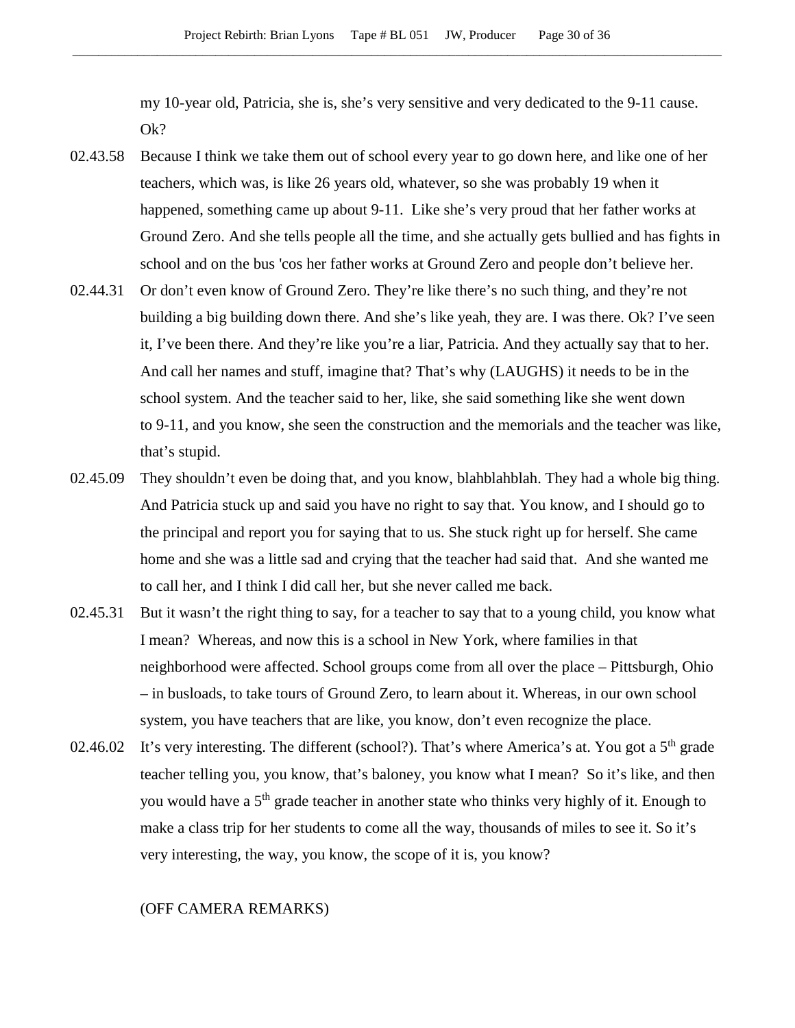my 10-year old, Patricia, she is, she's very sensitive and very dedicated to the 9-11 cause. Ok?

02.43.58 Because I think we take them out of school every year to go down here, and like one of her teachers, which was, is like 26 years old, whatever, so she was probably 19 when it happened, something came up about 9-11. Like she's very proud that her father works at Ground Zero. And she tells people all the time, and she actually gets bullied and has fights in school and on the bus 'cos her father works at Ground Zero and people don't believe her.

02.44.31 Or don't even know of Ground Zero. They're like there's no such thing, and they're not building a big building down there. And she's like yeah, they are. I was there. Ok? I've seen it, I've been there. And they're like you're a liar, Patricia. And they actually say that to her. And call her names and stuff, imagine that? That's why (LAUGHS) it needs to be in the school system. And the teacher said to her, like, she said something like she went down to 9-11, and you know, she seen the construction and the memorials and the teacher was like, that's stupid.

02.45.09 They shouldn't even be doing that, and you know, blahblahblah. They had a whole big thing. And Patricia stuck up and said you have no right to say that. You know, and I should go to the principal and report you for saying that to us. She stuck right up for herself. She came home and she was a little sad and crying that the teacher had said that. And she wanted me to call her, and I think I did call her, but she never called me back.

02.45.31 But it wasn't the right thing to say, for a teacher to say that to a young child, you know what I mean? Whereas, and now this is a school in New York, where families in that neighborhood were affected. School groups come from all over the place – Pittsburgh, Ohio – in busloads, to take tours of Ground Zero, to learn about it. Whereas, in our own school system, you have teachers that are like, you know, don't even recognize the place.

02.46.02 It's very interesting. The different (school?). That's where America's at. You got a 5th grade teacher telling you, you know, that's baloney, you know what I mean? So it's like, and then you would have a 5th grade teacher in another state who thinks very highly of it. Enough to make a class trip for her students to come all the way, thousands of miles to see it. So it's very interesting, the way, you know, the scope of it is, you know?

(OFF CAMERA REMARKS)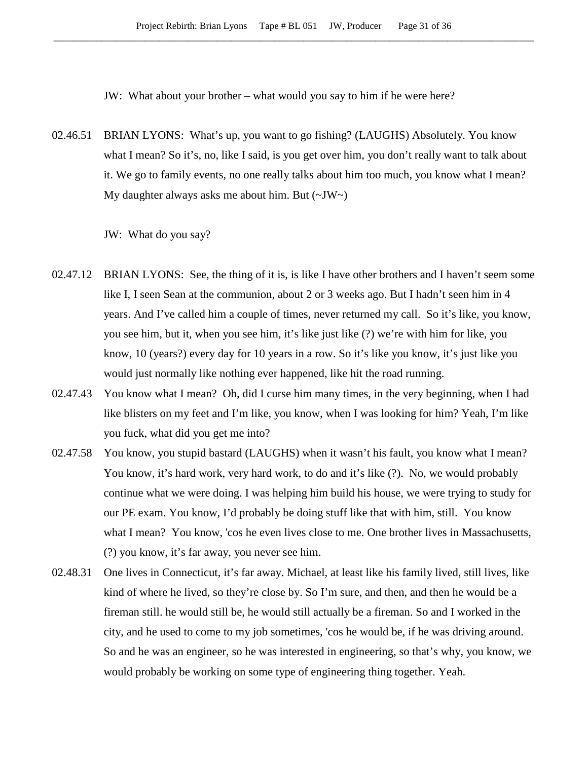JW: What about your brother – what would you say to him if he were here?

02.46.51 BRIAN LYONS: What's up, you want to go fishing? (LAUGHS) Absolutely. You know what I mean? So it's, no, like I said, is you get over him, you don't really want to talk about it. We go to family events, no one really talks about him too much, you know what I mean? My daughter always asks me about him. But (~JW~)

JW: What do you say?

02.47.12 BRIAN LYONS: See, the thing of it is, is like I have other brothers and I haven't seem some like I, I seen Sean at the communion, about 2 or 3 weeks ago. But I hadn't seen him in 4 years. And I've called him a couple of times, never returned my call. So it's like, you know, you see him, but it, when you see him, it's like just like (?) we're with him for like, you know, 10 (years?) every day for 10 years in a row. So it's like you know, it's just like you would just normally like nothing ever happened, like hit the road running.

02.47.43 You know what I mean? Oh, did I curse him many times, in the very beginning, when I had like blisters on my feet and I'm like, you know, when I was looking for him? Yeah, I'm like you fuck, what did you get me into?

02.47.58 You know, you stupid bastard (LAUGHS) when it wasn't his fault, you know what I mean? You know, it's hard work, very hard work, to do and it's like (?). No, we would probably continue what we were doing. I was helping him build his house, we were trying to study for our PE exam. You know, I'd probably be doing stuff like that with him, still. You know what I mean? You know, 'cos he even lives close to me. One brother lives in Massachusetts, (?) you know, it's far away, you never see him.

02.48.31 One lives in Connecticut, it's far away. Michael, at least like his family lived, still lives, like kind of where he lived, so they're close by. So I'm sure, and then, and then he would be a fireman still. he would still be, he would still actually be a fireman. So and I worked in the city, and he used to come to my job sometimes, 'cos he would be, if he was driving around. So and he was an engineer, so he was interested in engineering, so that's why, you know, we would probably be working on some type of engineering thing together. Yeah.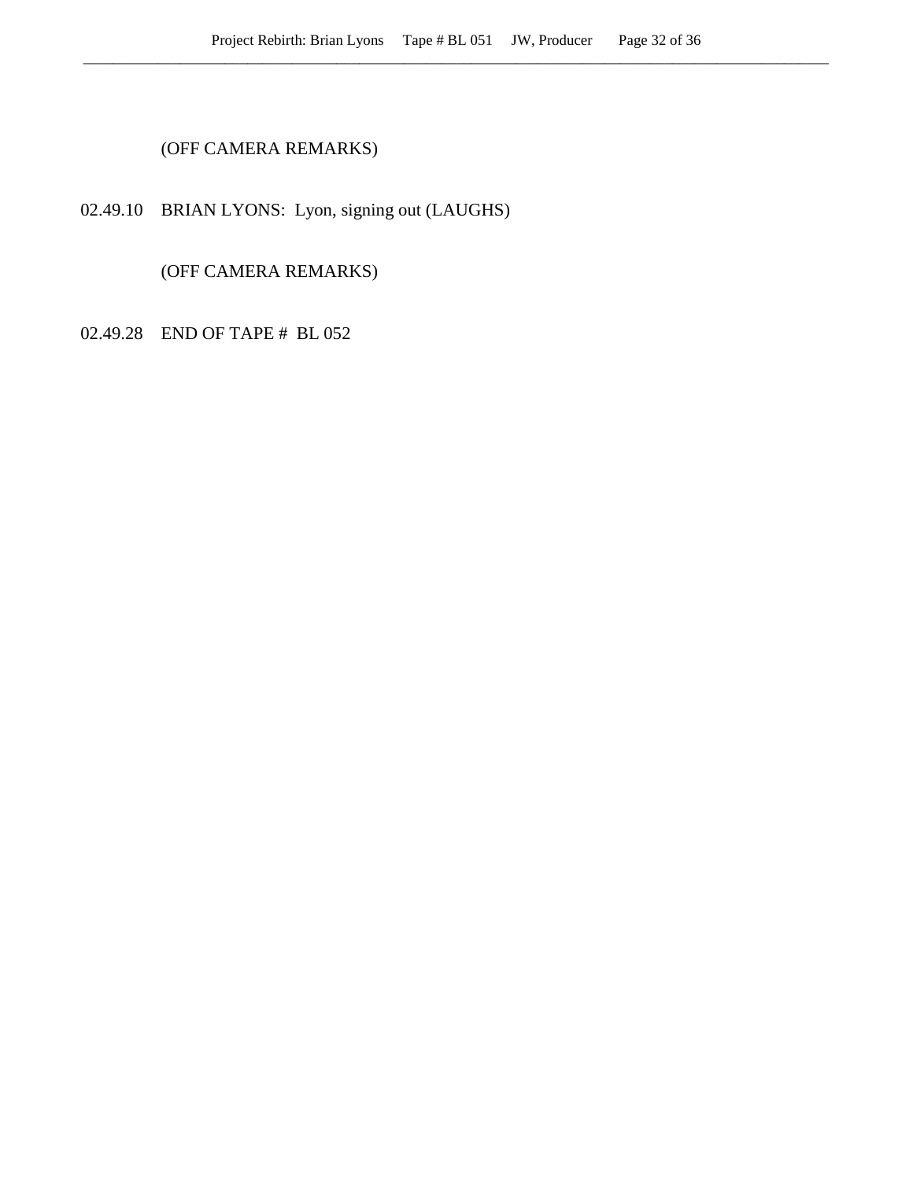(OFF CAMERA REMARKS)

02.49.10 BRIAN LYONS: Lyon, signing out (LAUGHS)

(OFF CAMERA REMARKS)

02.49.28 END OF TAPE # BL 052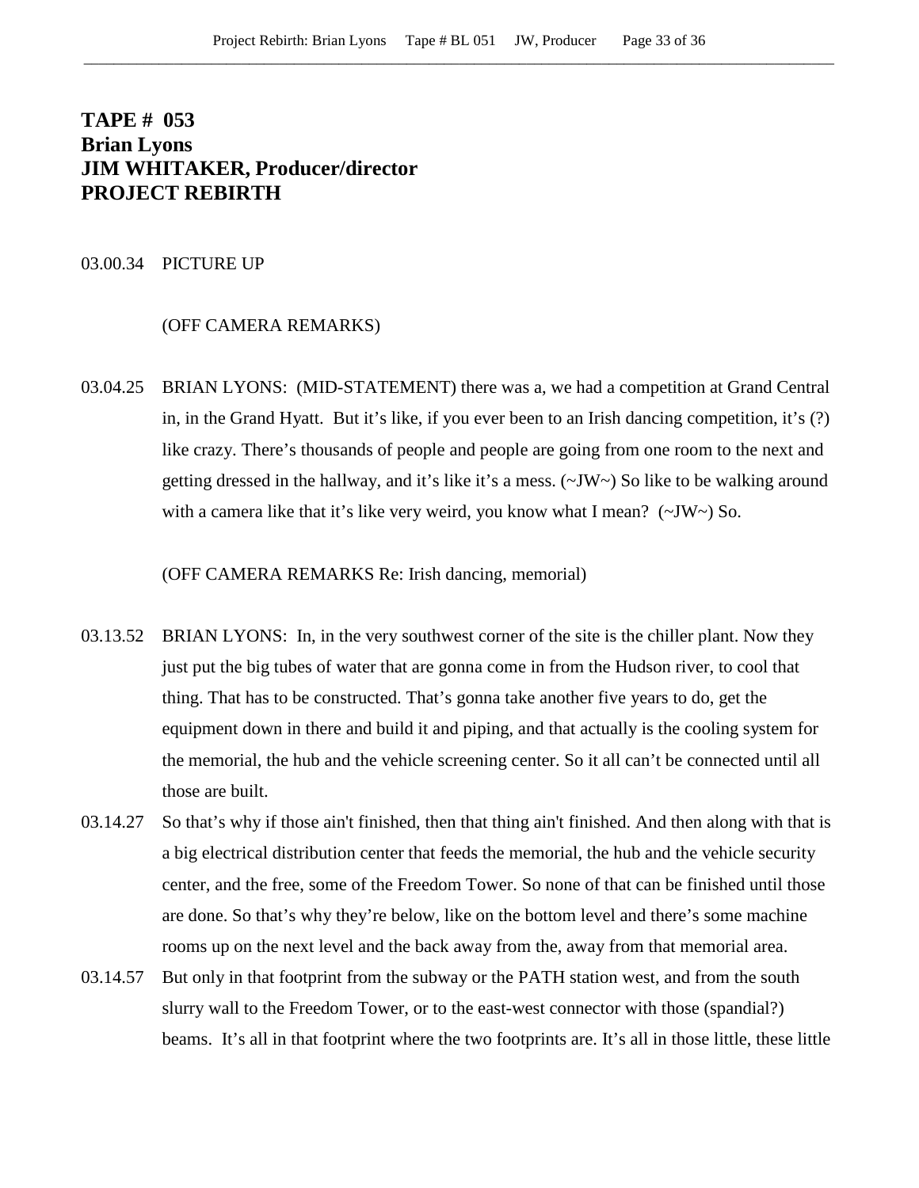**TAPE # 053**
**Brian Lyons**
**JIM WHITAKER, Producer/director**
**PROJECT REBIRTH**

03.00.34 PICTURE UP

(OFF CAMERA REMARKS)

03.04.25 BRIAN LYONS: (MID-STATEMENT) there was a, we had a competition at Grand Central in, in the Grand Hyatt. But it's like, if you ever been to an Irish dancing competition, it's (?) like crazy. There's thousands of people and people are going from one room to the next and getting dressed in the hallway, and it's like it's a mess. (~JW~) So like to be walking around with a camera like that it's like very weird, you know what I mean? (~JW~) So.

(OFF CAMERA REMARKS Re: Irish dancing, memorial)

03.13.52 BRIAN LYONS: In, in the very southwest corner of the site is the chiller plant. Now they just put the big tubes of water that are gonna come in from the Hudson river, to cool that thing. That has to be constructed. That's gonna take another five years to do, get the equipment down in there and build it and piping, and that actually is the cooling system for the memorial, the hub and the vehicle screening center. So it all can't be connected until all those are built.

03.14.27 So that's why if those ain't finished, then that thing ain't finished. And then along with that is a big electrical distribution center that feeds the memorial, the hub and the vehicle security center, and the free, some of the Freedom Tower. So none of that can be finished until those are done. So that's why they're below, like on the bottom level and there's some machine rooms up on the next level and the back away from the, away from that memorial area.

03.14.57 But only in that footprint from the subway or the PATH station west, and from the south slurry wall to the Freedom Tower, or to the east-west connector with those (spandial?) beams. It's all in that footprint where the two footprints are. It's all in those little, these little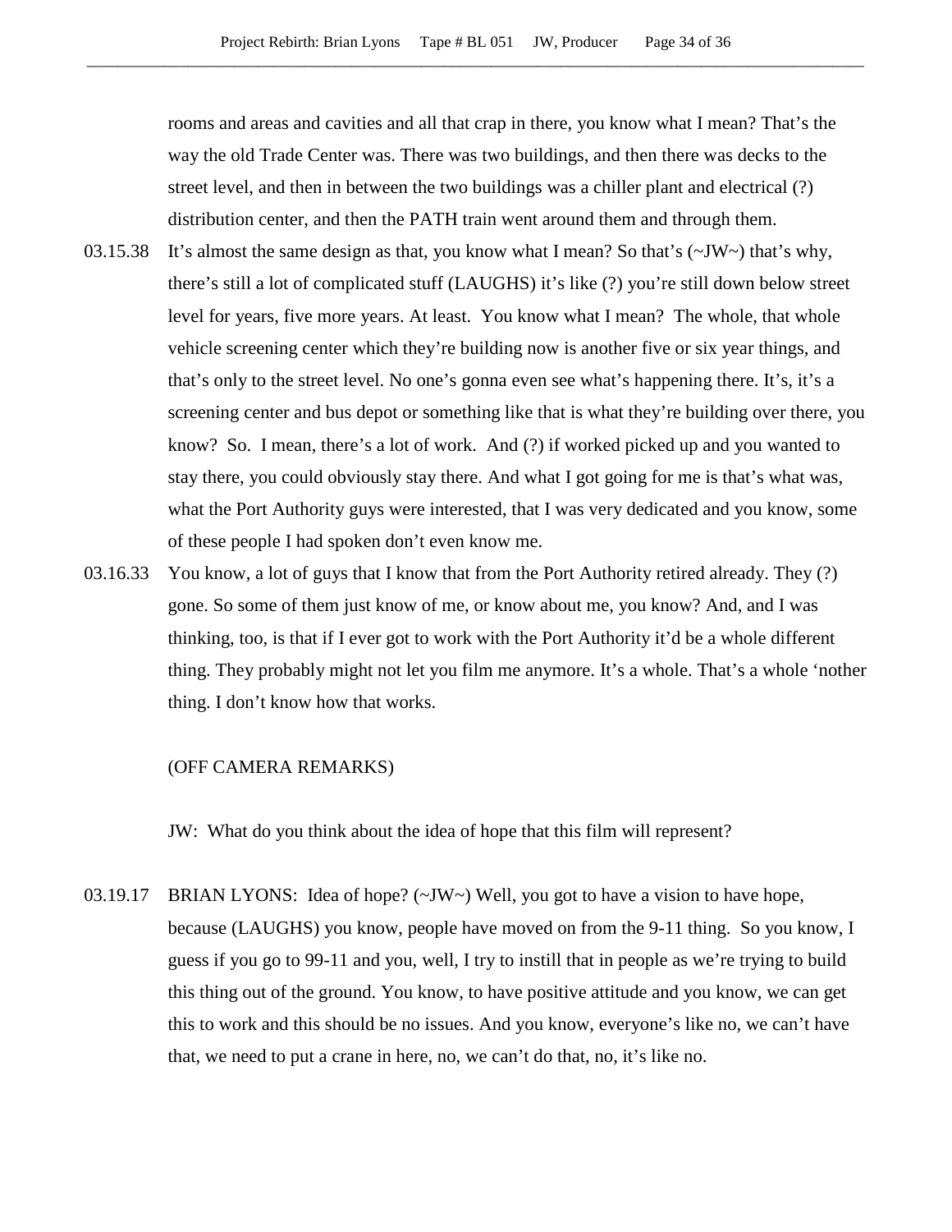rooms and areas and cavities and all that crap in there, you know what I mean? That's the way the old Trade Center was. There was two buildings, and then there was decks to the street level, and then in between the two buildings was a chiller plant and electrical (?) distribution center, and then the PATH train went around them and through them.

03.15.38 It's almost the same design as that, you know what I mean? So that's (~JW~) that's why, there's still a lot of complicated stuff (LAUGHS) it's like (?) you're still down below street level for years, five more years. At least. You know what I mean? The whole, that whole vehicle screening center which they're building now is another five or six year things, and that's only to the street level. No one's gonna even see what's happening there. It's, it's a screening center and bus depot or something like that is what they're building over there, you know? So. I mean, there's a lot of work. And (?) if worked picked up and you wanted to stay there, you could obviously stay there. And what I got going for me is that's what was, what the Port Authority guys were interested, that I was very dedicated and you know, some of these people I had spoken don't even know me.

03.16.33 You know, a lot of guys that I know that from the Port Authority retired already. They (?) gone. So some of them just know of me, or know about me, you know? And, and I was thinking, too, is that if I ever got to work with the Port Authority it'd be a whole different thing. They probably might not let you film me anymore. It's a whole. That's a whole 'nother thing. I don't know how that works.

(OFF CAMERA REMARKS)

JW: What do you think about the idea of hope that this film will represent?

03.19.17 BRIAN LYONS: Idea of hope? (~JW~) Well, you got to have a vision to have hope, because (LAUGHS) you know, people have moved on from the 9-11 thing. So you know, I guess if you go to 99-11 and you, well, I try to instill that in people as we're trying to build this thing out of the ground. You know, to have positive attitude and you know, we can get this to work and this should be no issues. And you know, everyone's like no, we can't have that, we need to put a crane in here, no, we can't do that, no, it's like no.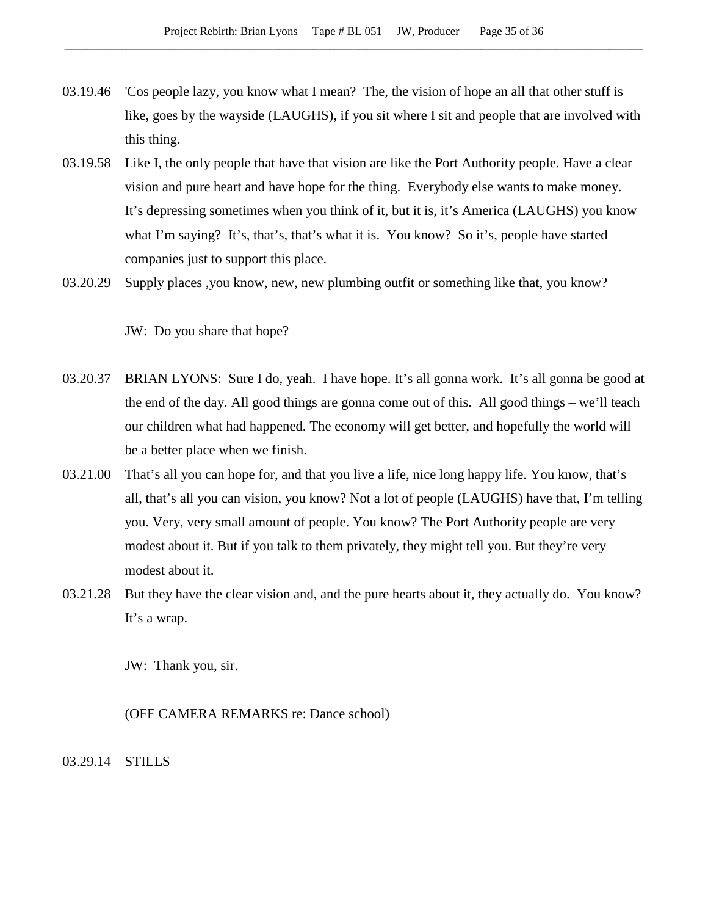03.19.46 'Cos people lazy, you know what I mean? The, the vision of hope an all that other stuff is like, goes by the wayside (LAUGHS), if you sit where I sit and people that are involved with this thing.

03.19.58 Like I, the only people that have that vision are like the Port Authority people. Have a clear vision and pure heart and have hope for the thing. Everybody else wants to make money. It's depressing sometimes when you think of it, but it is, it's America (LAUGHS) you know what I'm saying? It's, that's, that's what it is. You know? So it's, people have started companies just to support this place.

03.20.29 Supply places ,you know, new, new plumbing outfit or something like that, you know?

JW: Do you share that hope?

03.20.37 BRIAN LYONS: Sure I do, yeah. I have hope. It's all gonna work. It's all gonna be good at the end of the day. All good things are gonna come out of this. All good things – we'll teach our children what had happened. The economy will get better, and hopefully the world will be a better place when we finish.

03.21.00 That's all you can hope for, and that you live a life, nice long happy life. You know, that's all, that's all you can vision, you know? Not a lot of people (LAUGHS) have that, I'm telling you. Very, very small amount of people. You know? The Port Authority people are very modest about it. But if you talk to them privately, they might tell you. But they're very modest about it.

03.21.28 But they have the clear vision and, and the pure hearts about it, they actually do. You know? It's a wrap.

JW: Thank you, sir.

(OFF CAMERA REMARKS re: Dance school)

03.29.14 STILLS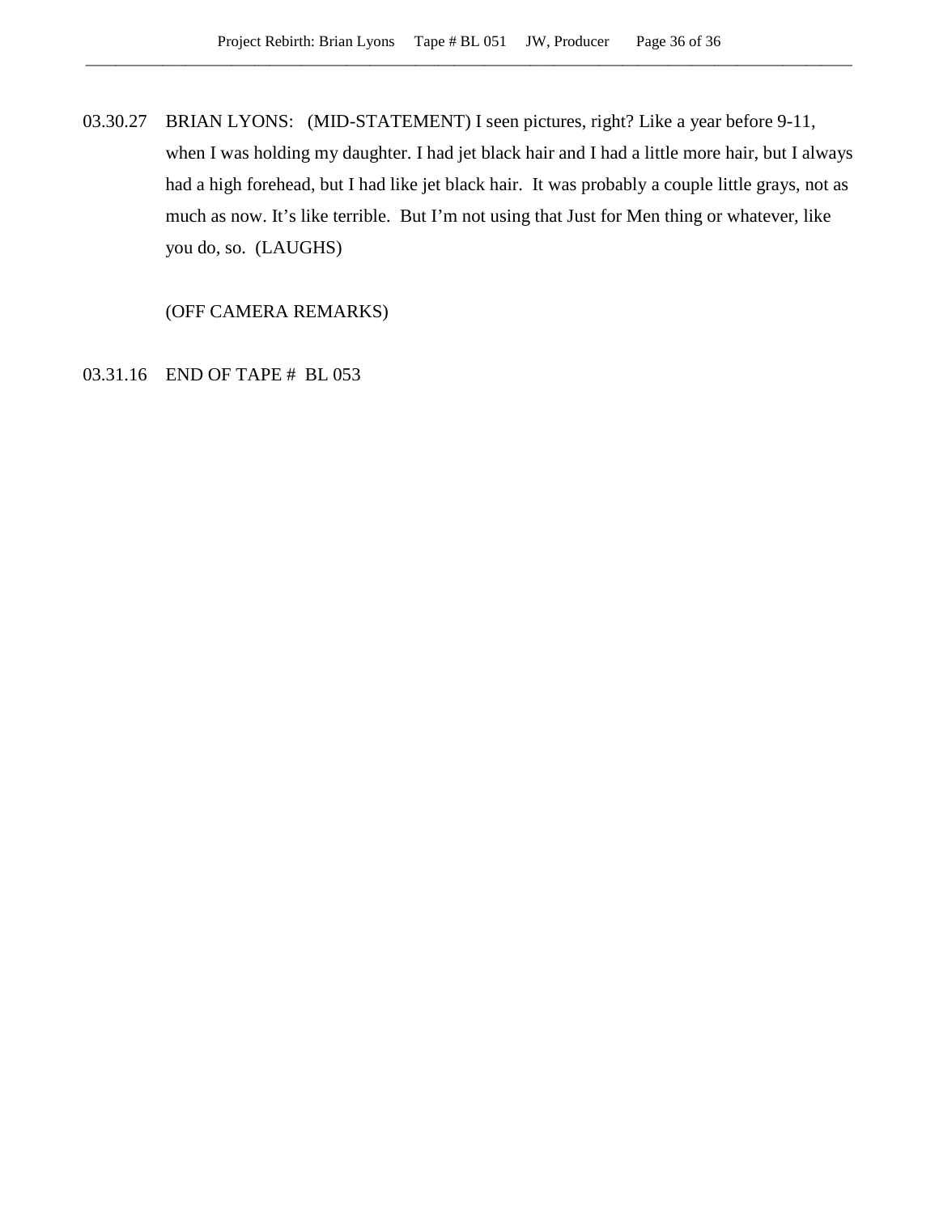03.30.27 BRIAN LYONS: (MID-STATEMENT) I seen pictures, right? Like a year before 9-11, when I was holding my daughter. I had jet black hair and I had a little more hair, but I always had a high forehead, but I had like jet black hair. It was probably a couple little grays, not as much as now. It's like terrible. But I'm not using that Just for Men thing or whatever, like you do, so. (LAUGHS)

(OFF CAMERA REMARKS)

03.31.16 END OF TAPE # BL 053